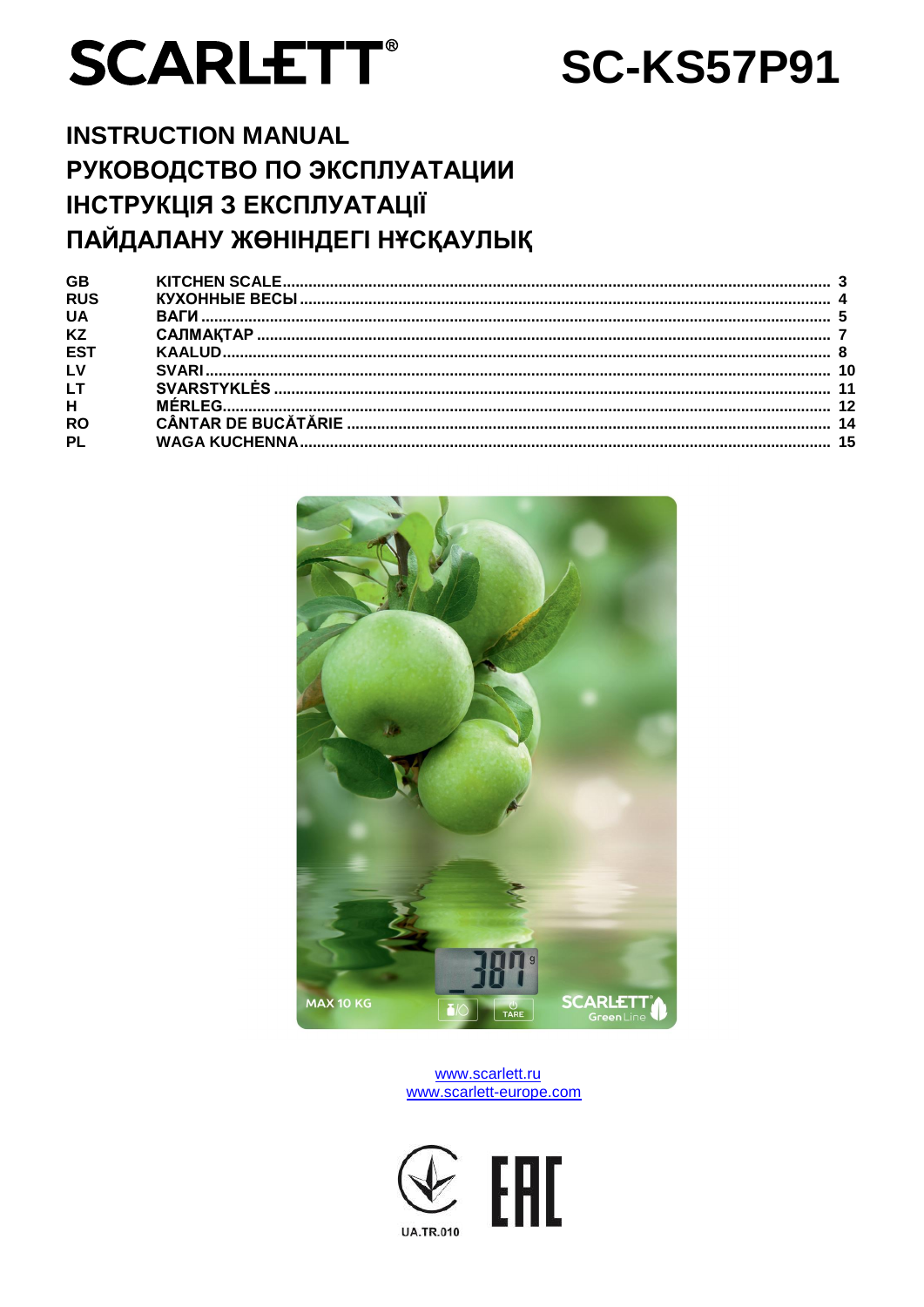# SCARLETT® SC-KS57P91

## INSTRUCTION MANUAL
## РУКОВОДСТВО ПО ЭКСПЛУАТАЦИИ
## ІНСТРУКЦІЯ З ЕКСПЛУАТАЦІЇ
## ПАЙДАЛАНУ ЖӨНІНДЕГІ НҰСҚАУЛЫҚ

| | | |
|---|---|---|
| **GB** | **KITCHEN SCALE** | **3** |
| **RUS** | **КУХОННЫЕ ВЕСЫ** | **4** |
| **UA** | **ВАГИ** | **5** |
| **KZ** | **САЛМАҚТАР** | **7** |
| **EST** | **KAALUD** | **8** |
| **LV** | **SVARI** | **10** |
| **LT** | **SVARSTYKLĖS** | **11** |
| **H** | **MÉRLEG** | **12** |
| **RO** | **CÂNTAR DE BUCĂTĂRIE** | **14** |
| **PL** | **WAGA KUCHENNA** | **15** |

MAX 10 KG

www.scarlett.ru
www.scarlett-europe.com

UA.TR.010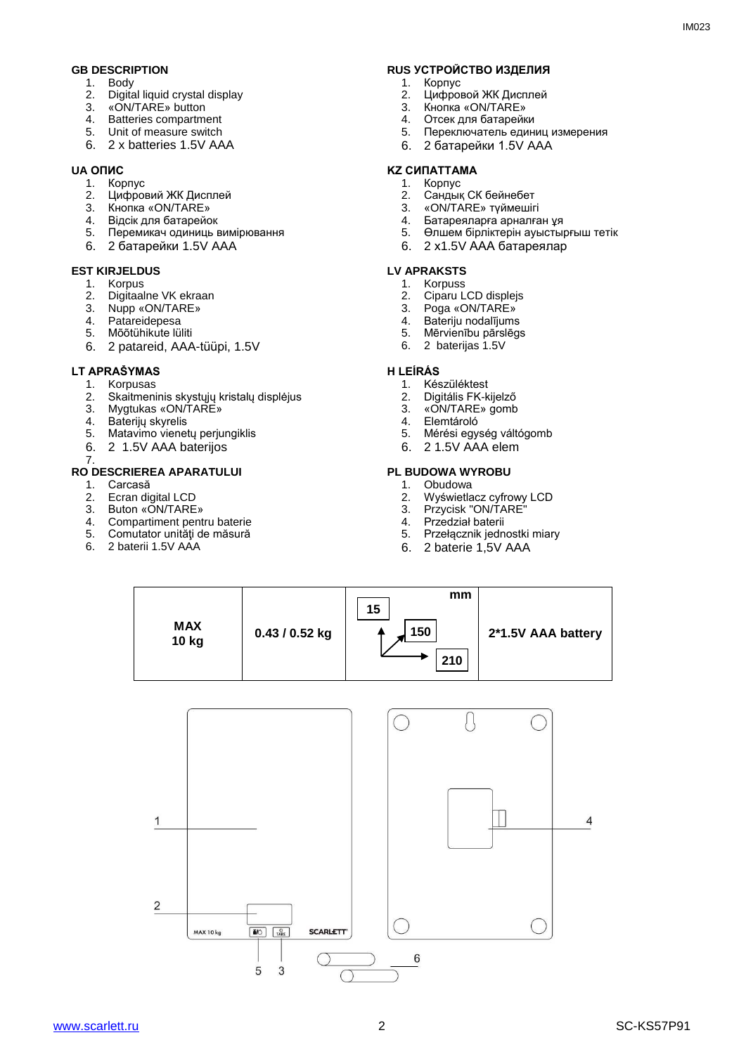**GB DESCRIPTION**

1. Body
2. Digital liquid crystal display
3. «ON/TARE» button
4. Batteries compartment
5. Unit of measure switch
6. 2 x batteries 1.5V AAA

**RUS УСТРОЙСТВО ИЗДЕЛИЯ**

1. Корпус
2. Цифровой ЖК Дисплей
3. Кнопка «ON/TARE»
4. Отсек для батарейки
5. Переключатель единиц измерения
6. 2 батарейки 1.5V AAA

**UA ОПИС**

1. Корпус
2. Цифровий ЖК Дисплей
3. Кнопка «ON/TARE»
4. Відсік для батарейок
5. Перемикач одиниць вимірювання
6. 2 батарейки 1.5V AAA

**KZ СИПАТТАМА**

1. Корпус
2. Сандық СК бейнебет
3. «ON/TARE» түймешігі
4. Батареяларға арналған ұя
5. Өлшем бірліктерін ауыстырғыш тетік
6. 2 x1.5V AAA батареялар

**EST KIRJELDUS**

1. Korpus
2. Digitaalne VK ekraan
3. Nupp «ON/TARE»
4. Patareidepesa
5. Mõõtühikute lüliti
6. 2 patareid, AAA-tüüpi, 1.5V

**LV APRAKSTS**

1. Korpuss
2. Ciparu LCD displejs
3. Poga «ON/TARE»
4. Bateriju nodalījums
5. Mērvienību pārslēgs
6. 2 baterijas 1.5V

**LT APRAŠYMAS**

1. Korpusas
2. Skaitmeninis skystųjų kristalų displėjus
3. Mygtukas «ON/TARE»
4. Baterijų skyrelis
5. Matavimo vienetų perjungiklis
6. 2 1.5V AAA baterijos
7.

**H LEÍRÁS**

1. Készüléktest
2. Digitális FK-kijelző
3. «ON/TARE» gomb
4. Elemtároló
5. Mérési egység váltógomb
6. 2 1.5V AAA elem

**RO DESCRIEREA APARATULUI**

1. Carcasă
2. Ecran digital LCD
3. Buton «ON/TARE»
4. Compartiment pentru baterie
5. Comutator unităţi de măsură
6. 2 baterii 1.5V AAA

**PL BUDOWA WYROBU**

1. Obudowa
2. Wyświetlacz cyfrowy LCD
3. Przycisk "ON/TARE"
4. Przedział baterii
5. Przełącznik jednostki miary
6. 2 baterie 1,5V AAA

| MAX 10 kg | 0.43 / 0.52 kg | mm: 15 / 150 / 210 | 2*1.5V AAA battery |
|---|---|---|---|

MAX 10 kg · SCARLETT

1 · 2 · 3 · 4 · 5 · 6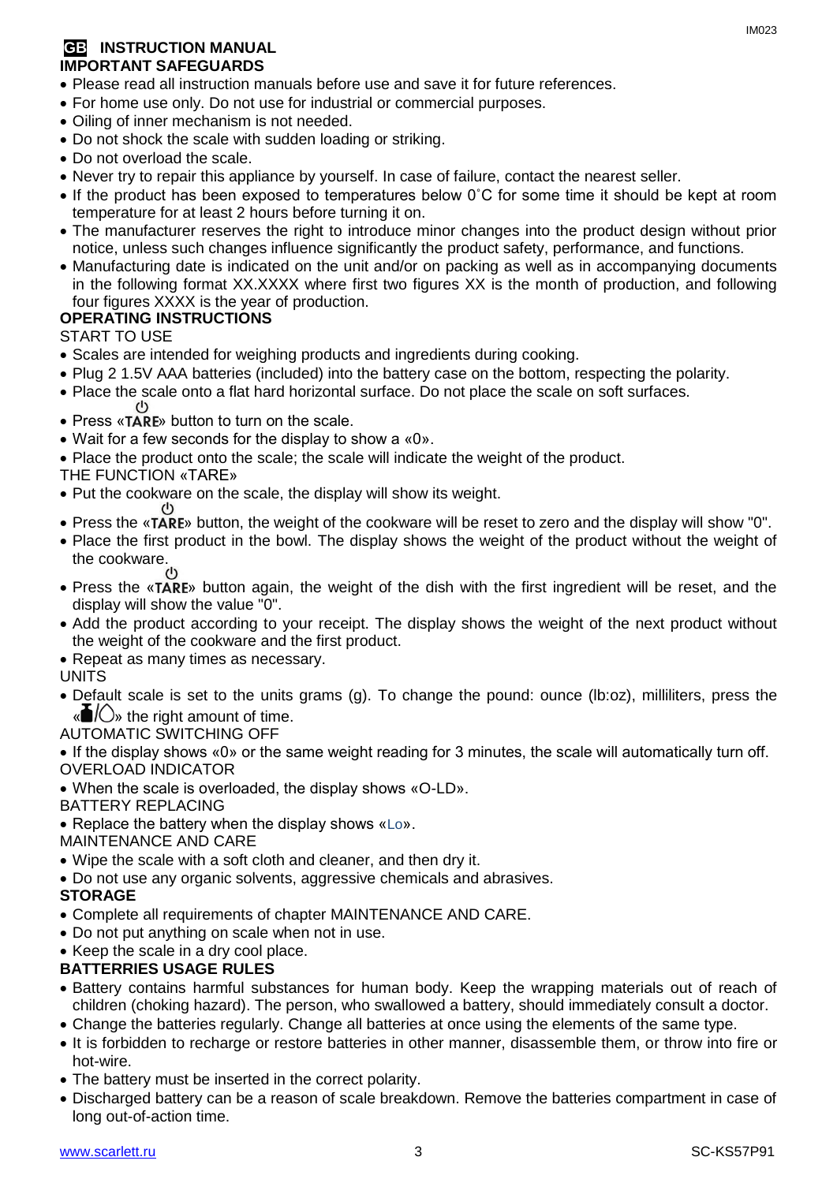# GB INSTRUCTION MANUAL

## IMPORTANT SAFEGUARDS

- Please read all instruction manuals before use and save it for future references.
- For home use only. Do not use for industrial or commercial purposes.
- Oiling of inner mechanism is not needed.
- Do not shock the scale with sudden loading or striking.
- Do not overload the scale.
- Never try to repair this appliance by yourself. In case of failure, contact the nearest seller.
- If the product has been exposed to temperatures below 0˚C for some time it should be kept at room temperature for at least 2 hours before turning it on.
- The manufacturer reserves the right to introduce minor changes into the product design without prior notice, unless such changes influence significantly the product safety, performance, and functions.
- Manufacturing date is indicated on the unit and/or on packing as well as in accompanying documents in the following format XX.XXXX where first two figures XX is the month of production, and following four figures XXXX is the year of production.

## OPERATING INSTRUCTIONS

START TO USE

- Scales are intended for weighing products and ingredients during cooking.
- Plug 2 1.5V AAA batteries (included) into the battery case on the bottom, respecting the polarity.
- Place the scale onto a flat hard horizontal surface. Do not place the scale on soft surfaces.
- Press «⏻ TARE» button to turn on the scale.
- Wait for a few seconds for the display to show a «0».
- Place the product onto the scale; the scale will indicate the weight of the product.

THE FUNCTION «TARE»

- Put the cookware on the scale, the display will show its weight.
- Press the «⏻ TARE» button, the weight of the cookware will be reset to zero and the display will show "0".
- Place the first product in the bowl. The display shows the weight of the product without the weight of the cookware.
- Press the «⏻ TARE» button again, the weight of the dish with the first ingredient will be reset, and the display will show the value "0".
- Add the product according to your receipt. The display shows the weight of the next product without the weight of the cookware and the first product.
- Repeat as many times as necessary.

UNITS

- Default scale is set to the units grams (g). To change the pound: ounce (lb:oz), milliliters, press the «⚖/💧» the right amount of time.

AUTOMATIC SWITCHING OFF

- If the display shows «0» or the same weight reading for 3 minutes, the scale will automatically turn off.

OVERLOAD INDICATOR

- When the scale is overloaded, the display shows «O-LD».

BATTERY REPLACING

- Replace the battery when the display shows «Lo».

MAINTENANCE AND CARE

- Wipe the scale with a soft cloth and cleaner, and then dry it.
- Do not use any organic solvents, aggressive chemicals and abrasives.

## STORAGE

- Complete all requirements of chapter MAINTENANCE AND CARE.
- Do not put anything on scale when not in use.
- Keep the scale in a dry cool place.

## BATTERRIES USAGE RULES

- Battery contains harmful substances for human body. Keep the wrapping materials out of reach of children (choking hazard). The person, who swallowed a battery, should immediately consult a doctor.
- Change the batteries regularly. Change all batteries at once using the elements of the same type.
- It is forbidden to recharge or restore batteries in other manner, disassemble them, or throw into fire or hot-wire.
- The battery must be inserted in the correct polarity.
- Discharged battery can be a reason of scale breakdown. Remove the batteries compartment in case of long out-of-action time.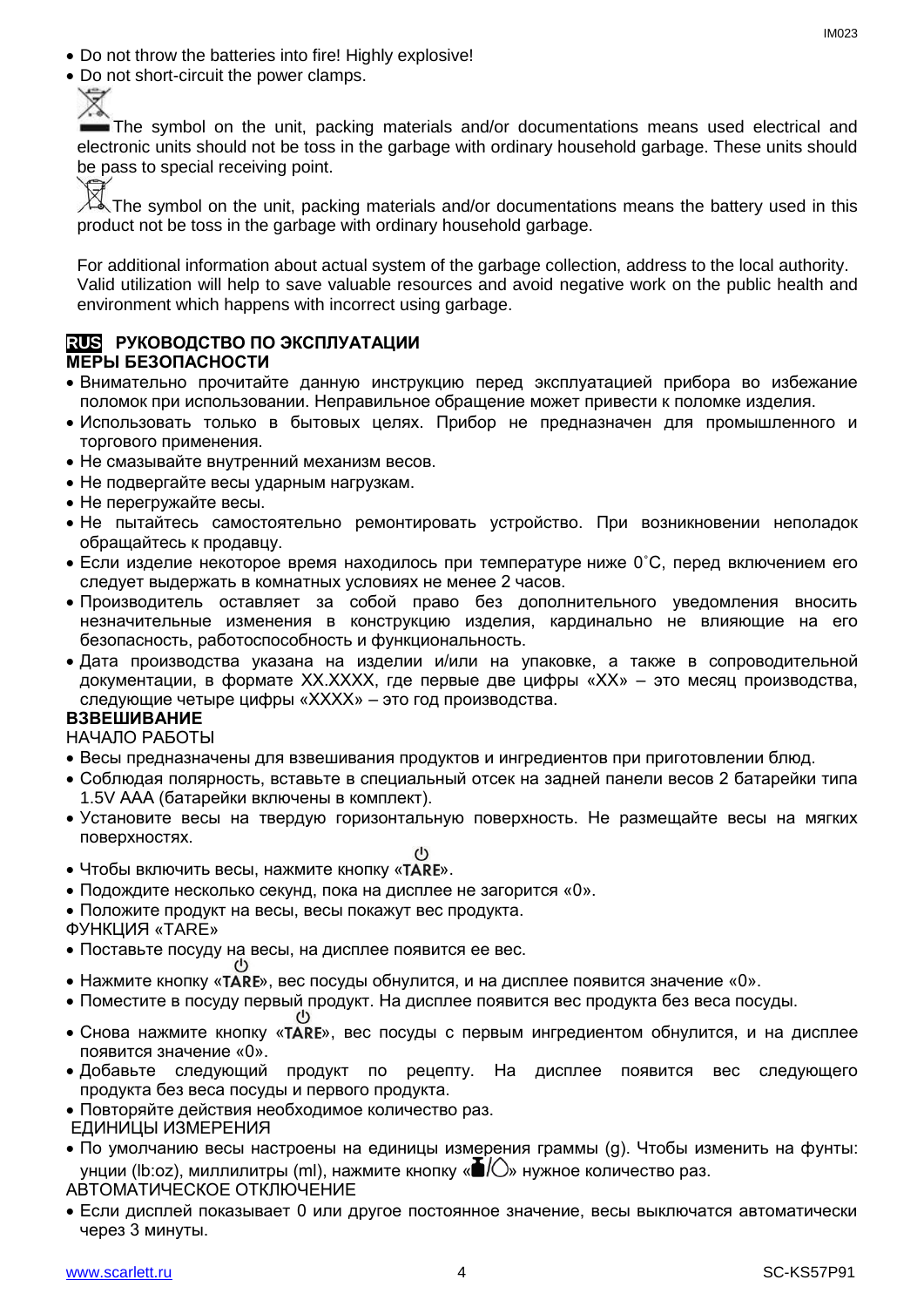- Do not throw the batteries into fire! Highly explosive!
- Do not short-circuit the power clamps.

The symbol on the unit, packing materials and/or documentations means used electrical and electronic units should not be toss in the garbage with ordinary household garbage. These units should be pass to special receiving point.

The symbol on the unit, packing materials and/or documentations means the battery used in this product not be toss in the garbage with ordinary household garbage.

For additional information about actual system of the garbage collection, address to the local authority. Valid utilization will help to save valuable resources and avoid negative work on the public health and environment which happens with incorrect using garbage.

## RUS РУКОВОДСТВО ПО ЭКСПЛУАТАЦИИ

**МЕРЫ БЕЗОПАСНОСТИ**

- Внимательно прочитайте данную инструкцию перед эксплуатацией прибора во избежание поломок при использовании. Неправильное обращение может привести к поломке изделия.
- Использовать только в бытовых целях. Прибор не предназначен для промышленного и торгового применения.
- Не смазывайте внутренний механизм весов.
- Не подвергайте весы ударным нагрузкам.
- Не перегружайте весы.
- Не пытайтесь самостоятельно ремонтировать устройство. При возникновении неполадок обращайтесь к продавцу.
- Если изделие некоторое время находилось при температуре ниже 0˚C, перед включением его следует выдержать в комнатных условиях не менее 2 часов.
- Производитель оставляет за собой право без дополнительного уведомления вносить незначительные изменения в конструкцию изделия, кардинально не влияющие на его безопасность, работоспособность и функциональность.
- Дата производства указана на изделии и/или на упаковке, а также в сопроводительной документации, в формате XX.XXXX, где первые две цифры «XX» – это месяц производства, следующие четыре цифры «XXXX» – это год производства.

**ВЗВЕШИВАНИЕ**

НАЧАЛО РАБОТЫ

- Весы предназначены для взвешивания продуктов и ингредиентов при приготовлении блюд.
- Соблюдая полярность, вставьте в специальный отсек на задней панели весов 2 батарейки типа 1.5V AAA (батарейки включены в комплект).
- Установите весы на твердую горизонтальную поверхность. Не размещайте весы на мягких поверхностях.
- Чтобы включить весы, нажмите кнопку «⏻ TARE».
- Подождите несколько секунд, пока на дисплее не загорится «0».
- Положите продукт на весы, весы покажут вес продукта.

ФУНКЦИЯ «TARE»

- Поставьте посуду на весы, на дисплее появится ее вес.
- Нажмите кнопку «⏻ TARE», вес посуды обнулится, и на дисплее появится значение «0».
- Поместите в посуду первый продукт. На дисплее появится вес продукта без веса посуды.
- Снова нажмите кнопку «⏻ TARE», вес посуды с первым ингредиентом обнулится, и на дисплее появится значение «0».
- Добавьте следующий продукт по рецепту. На дисплее появится вес следующего продукта без веса посуды и первого продукта.
- Повторяйте действия необходимое количество раз.

ЕДИНИЦЫ ИЗМЕРЕНИЯ

- По умолчанию весы настроены на единицы измерения граммы (g). Чтобы изменить на фунты: унции (lb:oz), миллилитры (ml), нажмите кнопку «■/◯» нужное количество раз.

АВТОМАТИЧЕСКОЕ ОТКЛЮЧЕНИЕ

- Если дисплей показывает 0 или другое постоянное значение, весы выключатся автоматически через 3 минуты.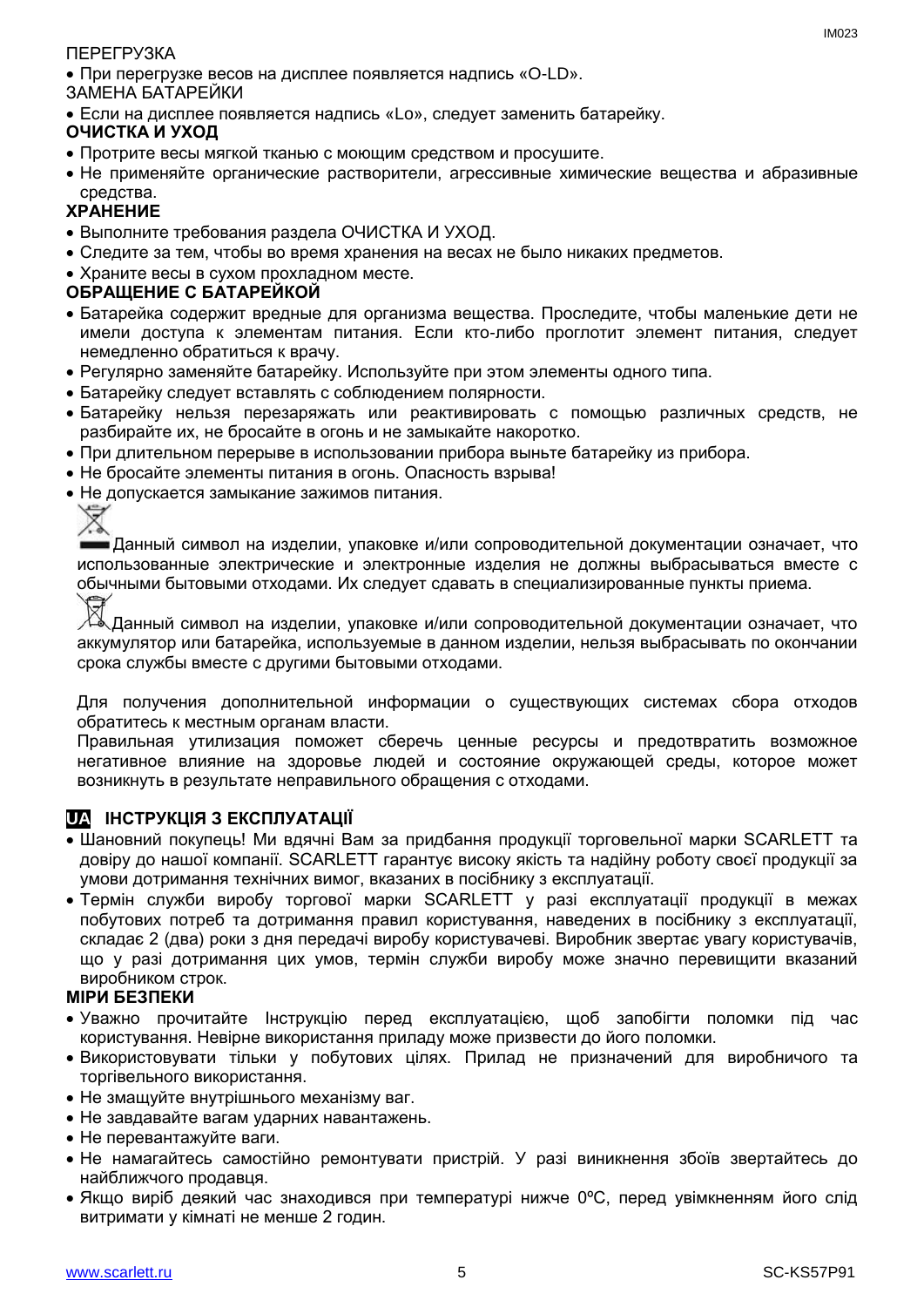ПЕРЕГРУЗКА

- При перегрузке весов на дисплее появляется надпись «O-LD».

ЗАМЕНА БАТАРЕЙКИ

- Если на дисплее появляется надпись «Lo», следует заменить батарейку.

**ОЧИСТКА И УХОД**

- Протрите весы мягкой тканью с моющим средством и просушите.
- Не применяйте органические растворители, агрессивные химические вещества и абразивные средства.

**ХРАНЕНИЕ**

- Выполните требования раздела ОЧИСТКА И УХОД.
- Следите за тем, чтобы во время хранения на весах не было никаких предметов.
- Храните весы в сухом прохладном месте.

**ОБРАЩЕНИЕ С БАТАРЕЙКОЙ**

- Батарейка содержит вредные для организма вещества. Проследите, чтобы маленькие дети не имели доступа к элементам питания. Если кто-либо проглотит элемент питания, следует немедленно обратиться к врачу.
- Регулярно заменяйте батарейку. Используйте при этом элементы одного типа.
- Батарейку следует вставлять с соблюдением полярности.
- Батарейку нельзя перезаряжать или реактивировать с помощью различных средств, не разбирайте их, не бросайте в огонь и не замыкайте накоротко.
- При длительном перерыве в использовании прибора выньте батарейку из прибора.
- Не бросайте элементы питания в огонь. Опасность взрыва!
- Не допускается замыкание зажимов питания.

Данный символ на изделии, упаковке и/или сопроводительной документации означает, что использованные электрические и электронные изделия не должны выбрасываться вместе с обычными бытовыми отходами. Их следует сдавать в специализированные пункты приема.

Данный символ на изделии, упаковке и/или сопроводительной документации означает, что аккумулятор или батарейка, используемые в данном изделии, нельзя выбрасывать по окончании срока службы вместе с другими бытовыми отходами.

Для получения дополнительной информации о существующих системах сбора отходов обратитесь к местным органам власти.

Правильная утилизация поможет сберечь ценные ресурсы и предотвратить возможное негативное влияние на здоровье людей и состояние окружающей среды, которое может возникнуть в результате неправильного обращения с отходами.

## UA ІНСТРУКЦІЯ З ЕКСПЛУАТАЦІЇ

- Шановний покупець! Ми вдячні Вам за придбання продукції торговельної марки SCARLETT та довіру до нашої компанії. SCARLETT гарантує високу якість та надійну роботу своєї продукції за умови дотримання технічних вимог, вказаних в посібнику з експлуатації.
- Термін служби виробу торгової марки SCARLETT у разі експлуатації продукції в межах побутових потреб та дотримання правил користування, наведених в посібнику з експлуатації, складає 2 (два) роки з дня передачі виробу користувачеві. Виробник звертає увагу користувачів, що у разі дотримання цих умов, термін служби виробу може значно перевищити вказаний виробником строк.

**МІРИ БЕЗПЕКИ**

- Уважно прочитайте Інструкцію перед експлуатацією, щоб запобігти поломки під час користування. Невірне використання приладу може призвести до його поломки.
- Використовувати тільки у побутових цілях. Прилад не призначений для виробничого та торгівельного використання.
- Не змащуйте внутрішнього механізму ваг.
- Не завдавайте вагам ударних навантажень.
- Не перевантажуйте ваги.
- Не намагайтесь самостійно ремонтувати пристрій. У разі виникнення збоїв звертайтесь до найближчого продавця.
- Якщо виріб деякий час знаходився при температурі нижче 0ºC, перед увімкненням його слід витримати у кімнаті не менше 2 годин.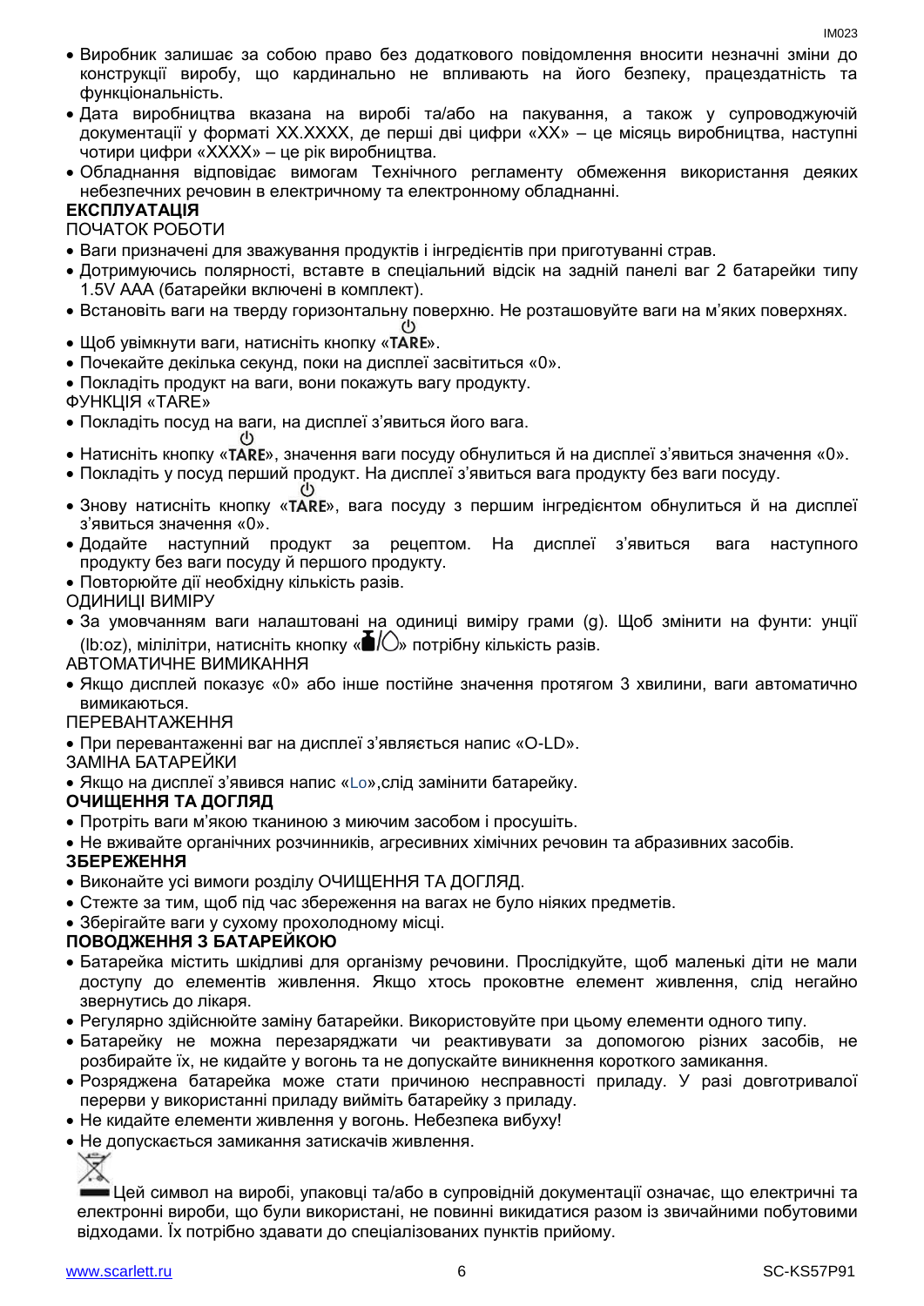- Виробник залишає за собою право без додаткового повідомлення вносити незначні зміни до конструкції виробу, що кардинально не впливають на його безпеку, працездатність та функціональність.
- Дата виробництва вказана на виробі та/або на пакування, а також у супроводжуючій документації у форматі XX.XXXX, де перші дві цифри «XX» – це місяць виробництва, наступні чотири цифри «XXXX» – це рік виробництва.
- Обладнання відповідає вимогам Технічного регламенту обмеження використання деяких небезпечних речовин в електричному та електронному обладнанні.

**ЕКСПЛУАТАЦІЯ**

ПОЧАТОК РОБОТИ

- Ваги призначені для зважування продуктів і інгредієнтів при приготуванні страв.
- Дотримуючись полярності, вставте в спеціальний відсік на задній панелі ваг 2 батарейки типу 1.5V AAA (батарейки включені в комплект).
- Встановіть ваги на тверду горизонтальну поверхню. Не розташовуйте ваги на м'яких поверхнях.
- Щоб увімкнути ваги, натисніть кнопку «TARE».
- Почекайте декілька секунд, поки на дисплеї засвітиться «0».
- Покладіть продукт на ваги, вони покажуть вагу продукту.

ФУНКЦІЯ «TARE»

- Покладіть посуд на ваги, на дисплеї з'явиться його вага.
- Натисніть кнопку «TARE», значення ваги посуду обнулиться й на дисплеї з'явиться значення «0».
- Покладіть у посуд перший продукт. На дисплеї з'явиться вага продукту без ваги посуду.
- Знову натисніть кнопку «TARE», вага посуду з першим інгредієнтом обнулиться й на дисплеї з'явиться значення «0».
- Додайте наступний продукт за рецептом. На дисплеї з'явиться вага наступного продукту без ваги посуду й першого продукту.
- Повторюйте дії необхідну кількість разів.

ОДИНИЦІ ВИМІРУ

- За умовчанням ваги налаштовані на одиниці виміру грами (g). Щоб змінити на фунти: унції (lb:oz), мілілітри, натисніть кнопку «/» потрібну кількість разів.

АВТОМАТИЧНЕ ВИМИКАННЯ

- Якщо дисплей показує «0» або інше постійне значення протягом 3 хвилини, ваги автоматично вимикаються.

ПЕРЕВАНТАЖЕННЯ

- При перевантаженні ваг на дисплеї з'являється напис «O-LD».

ЗАМІНА БАТАРЕЙКИ

- Якщо на дисплеї з'явився напис «Lo»,слід замінити батарейку.

**ОЧИЩЕННЯ ТА ДОГЛЯД**

- Протріть ваги м'якою тканиною з миючим засобом і просушіть.
- Не вживайте органічних розчинників, агресивних хімічних речовин та абразивних засобів.

**ЗБЕРЕЖЕННЯ**

- Виконайте усі вимоги розділу ОЧИЩЕННЯ ТА ДОГЛЯД.
- Стежте за тим, щоб під час збереження на вагах не було ніяких предметів.
- Зберігайте ваги у сухому прохолодному місці.

**ПОВОДЖЕННЯ З БАТАРЕЙКОЮ**

- Батарейка містить шкідливі для організму речовини. Прослідкуйте, щоб маленькі діти не мали доступу до елементів живлення. Якщо хтось проковтне елемент живлення, слід негайно звернутись до лікаря.
- Регулярно здійснюйте заміну батарейки. Використовуйте при цьому елементи одного типу.
- Батарейку не можна перезаряджати чи реактивувати за допомогою різних засобів, не розбирайте їх, не кидайте у вогонь та не допускайте виникнення короткого замикання.
- Розряджена батарейка може стати причиною несправності приладу. У разі довготривалої перерви у використанні приладу вийміть батарейку з приладу.
- Не кидайте елементи живлення у вогонь. Небезпека вибуху!
- Не допускається замикання затискачів живлення.

Цей символ на виробі, упаковці та/або в супровідній документації означає, що електричні та електронні вироби, що були використані, не повинні викидатися разом із звичайними побутовими відходами. Їх потрібно здавати до спеціалізованих пунктів прийому.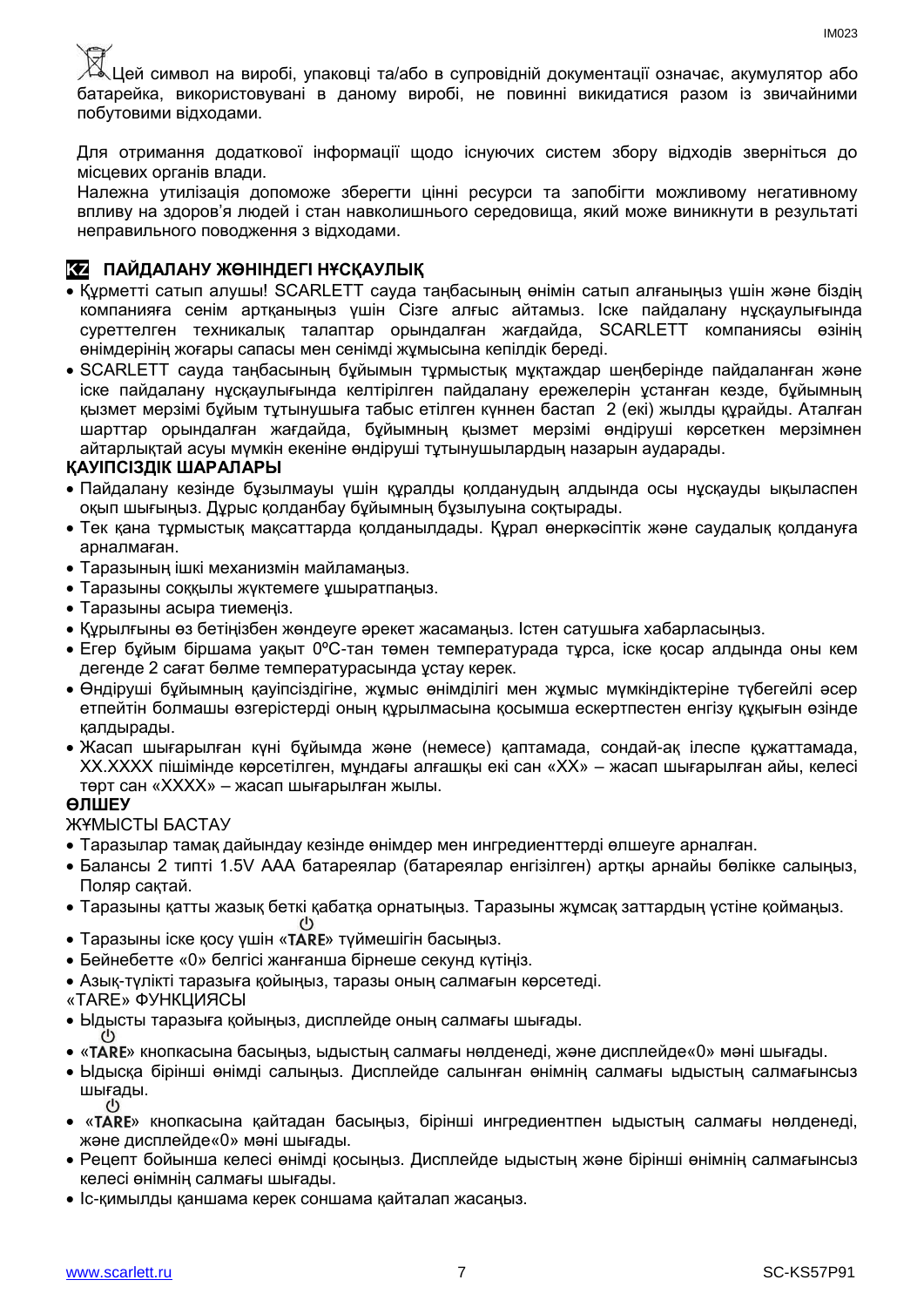Цей символ на виробі, упаковці та/або в супровідній документації означає, акумулятор або батарейка, використовувані в даному виробі, не повинні викидатися разом із звичайними побутовими відходами.

Для отримання додаткової інформації щодо існуючих систем збору відходів зверніться до місцевих органів влади.

Належна утилізація допоможе зберегти цінні ресурси та запобігти можливому негативному впливу на здоров'я людей і стан навколишнього середовища, який може виникнути в результаті неправильного поводження з відходами.

## KZ ПАЙДАЛАНУ ЖӨНІНДЕГІ НҰСҚАУЛЫҚ

- Құрметті сатып алушы! SCARLETT сауда таңбасының өнімін сатып алғаныңыз үшін және біздің компанияға сенім артқаныңыз үшін Сізге алғыс айтамыз. Іске пайдалану нұсқаулығында суреттелген техникалық талаптар орындалған жағдайда, SCARLETT компаниясы өзінің өнімдерінің жоғары сапасы мен сенімді жұмысына кепілдік береді.
- SCARLETT сауда таңбасының бұйымын тұрмыстық мұқтаждар шеңберінде пайдаланған және іске пайдалану нұсқаулығында келтірілген пайдалану ережелерін ұстанған кезде, бұйымның қызмет мерзімі бұйым тұтынушыға табыс етілген күннен бастап 2 (екі) жылды құрайды. Аталған шарттар орындалған жағдайда, бұйымның қызмет мерзімі өндіруші көрсеткен мерзімнен айтарлықтай асуы мүмкін екеніне өндіруші тұтынушылардың назарын аударады.

### ҚАУІПСІЗДІК ШАРАЛАРЫ

- Пайдалану кезінде бұзылмауы үшін құралды қолданудың алдында осы нұсқауды ықыласпен оқып шығыңыз. Дұрыс қолданбау бұйымның бұзылуына соқтырады.
- Тек қана тұрмыстық мақсаттарда қолданылдады. Құрал өнеркәсіптік және саудалық қолдануға арналмаған.
- Таразының ішкі механизмін майламаңыз.
- Таразыны соққылы жүктемеге ұшыратпаңыз.
- Таразыны асыра тиемеңіз.
- Құрылғыны өз бетіңізбен жөндеуге әрекет жасамаңыз. Істен сатушыға хабарласыңыз.
- Егер бұйым біршама уақыт 0ºC-тан төмен температурада тұрса, іске қосар алдында оны кем дегенде 2 сағат бөлме температурасында ұстау керек.
- Өндіруші бұйымның қауіпсіздігіне, жұмыс өнімділігі мен жұмыс мүмкіндіктеріне түбегейлі әсер етпейтін болмашы өзгерістерді оның құрылмасына қосымша ескертпестен енгізу құқығын өзінде қалдырады.
- Жасап шығарылған күні бұйымда және (немесе) қаптамада, сондай-ақ ілеспе құжаттамада, XX.XXXX пішімінде көрсетілген, мұндағы алғашқы екі сан «XX» – жасап шығарылған айы, келесі төрт сан «XXXX» – жасап шығарылған жылы.

### ӨЛШЕУ

ЖҰМЫСТЫ БАСТАУ

- Таразылар тамақ дайындау кезінде өнімдер мен ингредиенттерді өлшеуге арналған.
- Балансы 2 типті 1.5V AAA батареялар (батареялар енгізілген) артқы арнайы бөлікке салыңыз, Поляр сақтай.
- Таразыны қатты жазық беткі қабатқа орнатыңыз. Таразыны жұмсақ заттардың үстіне қоймаңыз.
- Таразыны іске қосу үшін «TARE» түймешігін басыңыз.
- Бейнебетте «0» белгісі жанғанша бірнеше секунд күтіңіз.
- Азық-түлікті таразыға қойыңыз, таразы оның салмағын көрсетеді.

«TARE» ФУНКЦИЯСЫ

- Ыдысты таразыға қойыңыз, дисплейде оның салмағы шығады.
- «TARE» кнопкасына басыңыз, ыдыстың салмағы нөлденеді, және дисплейде«0» мәні шығады.
- Ыдысқа бірінші өнімді салыңыз. Дисплейде салынған өнімнің салмағы ыдыстың салмағынсыз шығады.
- «TARE» кнопкасына қайтадан басыңыз, бірінші ингредиентпен ыдыстың салмағы нөлденеді, және дисплейде«0» мәні шығады.
- Рецепт бойынша келесі өнімді қосыңыз. Дисплейде ыдыстың және бірінші өнімнің салмағынсыз келесі өнімнің салмағы шығады.
- Іс-қимылды қаншама керек соншама қайталап жасаңыз.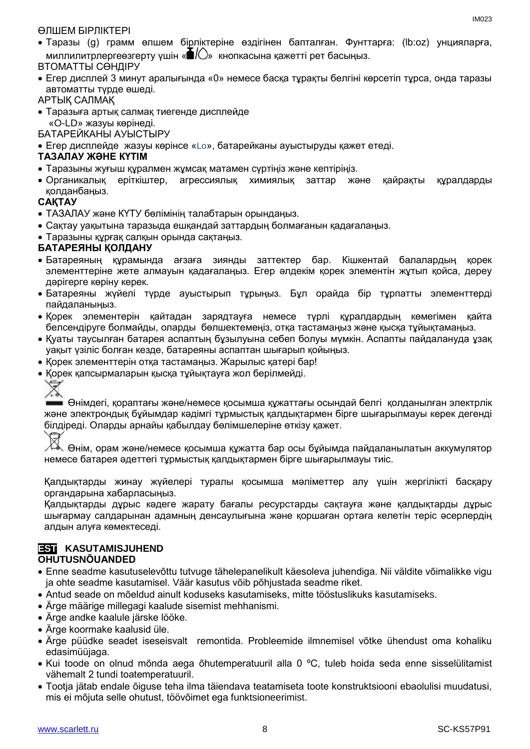ӨЛШЕМ БІРЛІКТЕРІ

- Таразы (g) грамм өлшем бірліктеріне өздігінен бапталған. Фунттарға: (lb:oz) унцияларға, миллилитрлергеөзгерту үшін «/» кнопкасына қажетті рет басыңыз.

ВТОМАТТЫ СӨНДІРУ

- Егер дисплей 3 минут аралығында «0» немесе басқа тұрақты белгіні көрсетіп тұрса, онда таразы автоматты түрде өшеді.

АРТЫҚ САЛМАҚ

- Таразыға артық салмақ тиегенде дисплейде «O-LD» жазуы көрінеді.

БАТАРЕЙКАНЫ АУЫСТЫРУ

- Егер дисплейде жазуы көрінсе «Lo», батарейканы ауыстыруды қажет етеді.

**ТАЗАЛАУ ЖӘНЕ КҮТІМ**

- Таразыны жуғыш құралмен жұмсақ матамен сүртіңіз және кептіріңіз.
- Органикалық еріткіштер, агрессиялық химиялық заттар және қайрақты құралдарды қолданбаңыз.

**САҚТАУ**

- ТАЗАЛАУ және КҮТУ бөлімінің талабтарын орындаңыз.
- Сақтау уақытына таразыда ешқандай заттардың болмағанын қадағалаңыз.
- Таразыны құрғақ салқын орында сақтаңыз.

**БАТАРЕЯНЫ ҚОЛДАНУ**

- Батареяның құрамында ағзаға зиянды заттектер бар. Кішкентай балалардың қорек элементтеріне жете алмауын қадағалаңыз. Егер әлдекім қорек элементін жұтып қойса, дереу дәрігерге көріну керек.
- Батареяны жүйелі түрде ауыстырып тұрыңыз. Бұл орайда бір түрпатты элементтерді пайдаланыңыз.
- Қорек элементерін қайтадан зарядтауға немесе түрлі құралдардың көмегімен қайта белсендіруге болмайды, оларды бөлшектемеңіз, отқа тастамаңыз және қысқа тұйықтамаңыз.
- Қуаты таусылған батарея аспаптың бұзылуына себеп болуы мүмкін. Аспапты пайдалануда ұзақ уақыт үзіліс болған кезде, батареяны аспаптан шығарып қойыңыз.
- Қорек элементтерін отқа тастамаңыз. Жарылыс қатері бар!
- Қорек қапсырмаларын қысқа тұйықтауға жол берілмейді.

Өнімдегі, қораптағы және/немесе қосымша құжаттағы осындай белгі қолданылған электрлік және электрондық бұйымдар кәдімгі тұрмыстық қалдықтармен бірге шығарылмауы керек дегенді білдіреді. Оларды арнайы қабылдау бөлімшелеріне өткізу қажет.

Өнім, орам және/немесе қосымша құжатта бар осы бұйымда пайдаланылатын аккумулятор немесе батарея әдеттегі тұрмыстық қалдықтармен бірге шығарылмауы тиіс.

Қалдықтарды жинау жүйелері туралы қосымша мәліметтер алу үшін жергілікті басқару органдарына хабарласыңыз.

Қалдықтарды дұрыс кәдеге жарату бағалы ресурстарды сақтауға және қалдықтарды дұрыс шығармау салдарынан адамның денсаулығына және қоршаған ортаға келетін теріс әсерлердің алдын алуға көмектеседі.

## EST KASUTAMISJUHEND

**OHUTUSNÕUANDED**

- Enne seadme kasutuselevõttu tutvuge tähelepanelikult käesoleva juhendiga. Nii väldite võimalikke vigu ja ohte seadme kasutamisel. Väär kasutus võib põhjustada seadme riket.
- Antud seade on mõeldud ainult koduseks kasutamiseks, mitte tööstuslikuks kasutamiseks.
- Ärge määrige millegagi kaalude sisemist mehhanismi.
- Ärge andke kaalule järske lööke.
- Ärge koormake kaalusid üle.
- Ärge püüdke seadet iseseisvalt remontida. Probleemide ilmnemisel võtke ühendust oma kohaliku edasimüüjaga.
- Kui toode on olnud mõnda aega õhutemperatuuril alla 0 ºC, tuleb hoida seda enne sisselülitamist vähemalt 2 tundi toatemperatuuril.
- Tootja jätab endale õiguse teha ilma täiendava teatamiseta toote konstruktsiooni ebaolulisi muudatusi, mis ei mõjuta selle ohutust, töövõimet ega funktsioneerimist.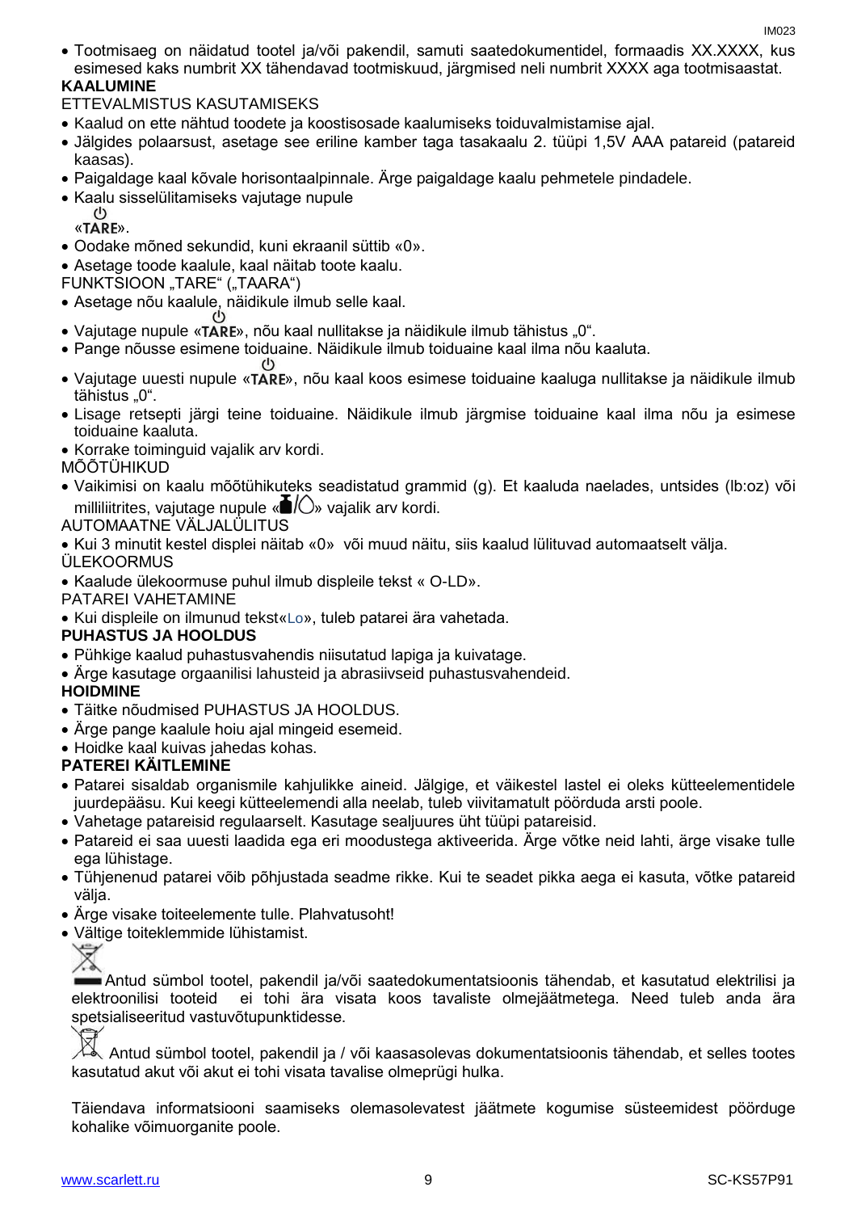- Tootmisaeg on näidatud tootel ja/või pakendil, samuti saatedokumentidel, formaadis XX.XXXX, kus esimesed kaks numbrit XX tähendavad tootmiskuud, järgmised neli numbrit XXXX aga tootmisaastat.

**KAALUMINE**

ETTEVALMISTUS KASUTAMISEKS

- Kaalud on ette nähtud toodete ja koostisosade kaalumiseks toiduvalmistamise ajal.
- Jälgides polaarsust, asetage see eriline kamber taga tasakaalu 2. tüüpi 1,5V AAA patareid (patareid kaasas).
- Paigaldage kaal kõvale horisontaalpinnale. Ärge paigaldage kaalu pehmetele pindadele.
- Kaalu sisselülitamiseks vajutage nupule «⏻ TARE».
- Oodake mõned sekundid, kuni ekraanil süttib «0».
- Asetage toode kaalule, kaal näitab toote kaalu.

FUNKTSIOON „TARE“ („TAARA“)

- Asetage nõu kaalule, näidikule ilmub selle kaal.
- Vajutage nupule «⏻ TARE», nõu kaal nullitakse ja näidikule ilmub tähistus „0“.
- Pange nõusse esimene toiduaine. Näidikule ilmub toiduaine kaal ilma nõu kaaluta.
- Vajutage uuesti nupule «⏻ TARE», nõu kaal koos esimese toiduaine kaaluga nullitakse ja näidikule ilmub tähistus „0“.
- Lisage retsepti järgi teine toiduaine. Näidikule ilmub järgmise toiduaine kaal ilma nõu ja esimese toiduaine kaaluta.
- Korrake toiminguid vajalik arv kordi.

MÕÕTÜHIKUD

- Vaikimisi on kaalu mõõtühikuteks seadistatud grammid (g). Et kaaluda naelades, untsides (lb:oz) või milliliitrites, vajutage nupule «/» vajalik arv kordi.

AUTOMAATNE VÄLJALÜLITUS

- Kui 3 minutit kestel displei näitab «0» või muud näitu, siis kaalud lülituvad automaatselt välja.

ÜLEKOORMUS

- Kaalude ülekoormuse puhul ilmub displeile tekst « O-LD».

PATAREI VAHETAMINE

- Kui displeile on ilmunud tekst«Lo», tuleb patarei ära vahetada.

**PUHASTUS JA HOOLDUS**

- Pühkige kaalud puhastusvahendis niisutatud lapiga ja kuivatage.
- Ärge kasutage orgaanilisi lahusteid ja abrasiivseid puhastusvahendeid.

**HOIDMINE**

- Täitke nõudmised PUHASTUS JA HOOLDUS.
- Ärge pange kaalule hoiu ajal mingeid esemeid.
- Hoidke kaal kuivas jahedas kohas.

**PATEREI KÄITLEMINE**

- Patarei sisaldab organismile kahjulikke aineid. Jälgige, et väikestel lastel ei oleks kütteelementidele juurdepääsu. Kui keegi kütteelemendi alla neelab, tuleb viivitamatult pöörduda arsti poole.
- Vahetage patareisid regulaarselt. Kasutage sealjuures üht tüüpi patareisid.
- Patareid ei saa uuesti laadida ega eri moodustega aktiveerida. Ärge võtke neid lahti, ärge visake tulle ega lühistage.
- Tühjenenud patarei võib põhjustada seadme rikke. Kui te seadet pikka aega ei kasuta, võtke patareid välja.
- Ärge visake toiteelemente tulle. Plahvatusoht!
- Vältige toiteklemmide lühistamist.

Antud sümbol tootel, pakendil ja/või saatedokumentatsioonis tähendab, et kasutatud elektrilisi ja elektroonilisi tooteid ei tohi ära visata koos tavaliste olmejäätmetega. Need tuleb anda ära spetsialiseeritud vastuvõtupunktidesse.

Antud sümbol tootel, pakendil ja / või kaasasolevas dokumentatsioonis tähendab, et selles tootes kasutatud akut või akut ei tohi visata tavalise olmeprügi hulka.

Täiendava informatsiooni saamiseks olemasolevatest jäätmete kogumise süsteemidest pöörduge kohalike võimuorganite poole.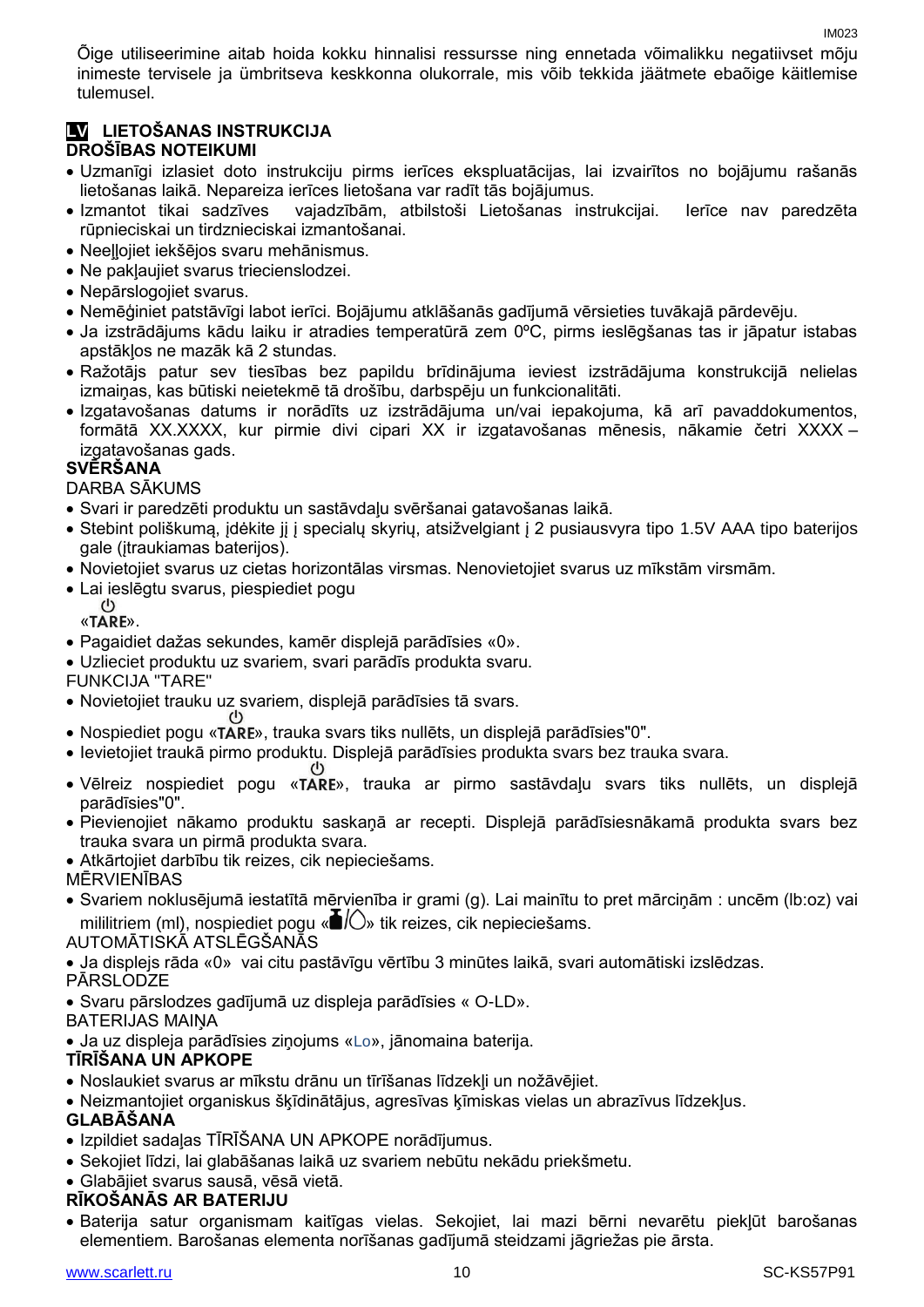Õige utiliseerimine aitab hoida kokku hinnalisi ressursse ning ennetada võimalikku negatiivset mõju inimeste tervisele ja ümbritseva keskkonna olukorrale, mis võib tekkida jäätmete ebaõige käitlemise tulemusel.

## LV LIETOŠANAS INSTRUKCIJA

### DROŠĪBAS NOTEIKUMI

- Uzmanīgi izlasiet doto instrukciju pirms ierīces ekspluatācijas, lai izvairītos no bojājumu rašanās lietošanas laikā. Nepareiza ierīces lietošana var radīt tās bojājumus.
- Izmantot tikai sadzīves vajadzībām, atbilstoši Lietošanas instrukcijai. Ierīce nav paredzēta rūpnieciskai un tirdznieciskai izmantošanai.
- Neeļļojiet iekšējos svaru mehānismus.
- Ne pakļaujiet svarus triecienslodzei.
- Nepārslogojiet svarus.
- Nemēģiniet patstāvīgi labot ierīci. Bojājumu atklāšanās gadījumā vērsieties tuvākajā pārdevēju.
- Ja izstrādājums kādu laiku ir atradies temperatūrā zem 0ºC, pirms ieslēgšanas tas ir jāpatur istabas apstākļos ne mazāk kā 2 stundas.
- Ražotājs patur sev tiesības bez papildu brīdinājuma ieviest izstrādājuma konstrukcijā nelielas izmaiņas, kas būtiski neietekmē tā drošību, darbspēju un funkcionalitāti.
- Izgatavošanas datums ir norādīts uz izstrādājuma un/vai iepakojuma, kā arī pavaddokumentos, formātā XX.XXXX, kur pirmie divi cipari XX ir izgatavošanas mēnesis, nākamie četri XXXX – izgatavošanas gads.

### SVĒRŠANA

DARBA SĀKUMS

- Svari ir paredzēti produktu un sastāvdaļu svēršanai gatavošanas laikā.
- Stebint poliškumą, įdėkite jį į specialų skyrių, atsižvelgiant į 2 pusiausvyra tipo 1.5V AAA tipo baterijos gale (įtraukiamas baterijos).
- Novietojiet svarus uz cietas horizontālas virsmas. Nenovietojiet svarus uz mīkstām virsmām.
- Lai ieslēgtu svarus, piespiediet pogu «⏻TARE».
- Pagaidiet dažas sekundes, kamēr displejā parādīsies «0».
- Uzlieciet produktu uz svariem, svari parādīs produkta svaru.

FUNKCIJA "TARE"

- Novietojiet trauku uz svariem, displejā parādīsies tā svars.
- Nospiediet pogu «⏻TARE», trauka svars tiks nullēts, un displejā parādīsies"0".
- Ievietojiet traukā pirmo produktu. Displejā parādīsies produkta svars bez trauka svara.
- Vēlreiz nospiediet pogu «⏻TARE», trauka ar pirmo sastāvdaļu svars tiks nullēts, un displejā parādīsies"0".
- Pievienojiet nākamo produktu saskaņā ar recepti. Displejā parādīsiesnākamā produkta svars bez trauka svara un pirmā produkta svara.
- Atkārtojiet darbību tik reizes, cik nepieciešams.

MĒRVIENĪBAS

- Svariem noklusējumā iestatītā mērvienība ir grami (g). Lai mainītu to pret mārciņām : uncēm (lb:oz) vai mililitriem (ml), nospiediet pogu «▲/◯» tik reizes, cik nepieciešams.

AUTOMĀTISKĀ ATSLĒGŠANĀS

- Ja displejs rāda «0» vai citu pastāvīgu vērtību 3 minūtes laikā, svari automātiski izslēdzas.

PĀRSLODZE

- Svaru pārslodzes gadījumā uz displeja parādīsies « O-LD».

BATERIJAS MAIŅA

- Ja uz displeja parādīsies ziņojums «Lo», jānomaina baterija.

### TĪRĪŠANA UN APKOPE

- Noslaukiet svarus ar mīkstu drānu un tīrīšanas līdzekļi un nožāvējiet.
- Neizmantojiet organiskus šķīdinātājus, agresīvas ķīmiskas vielas un abrazīvus līdzekļus.

### GLABĀŠANA

- Izpildiet sadaļas TĪRĪŠANA UN APKOPE norādījumus.
- Sekojiet līdzi, lai glabāšanas laikā uz svariem nebūtu nekādu priekšmetu.
- Glabājiet svarus sausā, vēsā vietā.

### RĪKOŠANĀS AR BATERIJU

- Baterija satur organismam kaitīgas vielas. Sekojiet, lai mazi bērni nevarētu piekļūt barošanas elementiem. Barošanas elementa norīšanas gadījumā steidzami jāgriežas pie ārsta.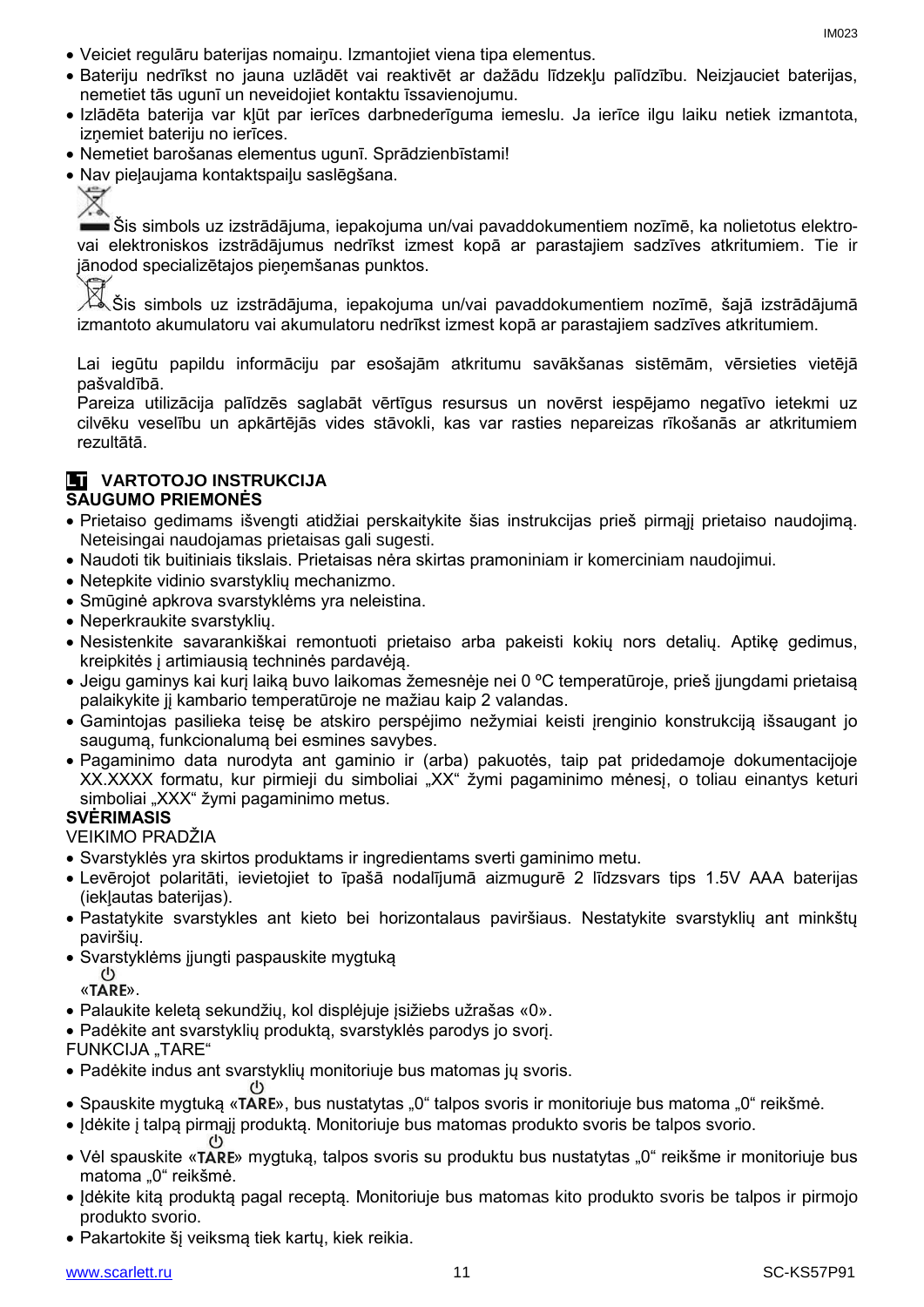- Veiciet regulāru baterijas nomaiņu. Izmantojiet viena tipa elementus.
- Bateriju nedrīkst no jauna uzlādēt vai reaktivēt ar dažādu līdzekļu palīdzību. Neizjauciet baterijas, nemetiet tās ugunī un neveidojiet kontaktu īssavienojumu.
- Izlādēta baterija var kļūt par ierīces darbnederīguma iemeslu. Ja ierīce ilgu laiku netiek izmantota, izņemiet bateriju no ierīces.
- Nemetiet barošanas elementus ugunī. Sprādzienbīstami!
- Nav pieļaujama kontaktspaiļu saslēgšana.

Šis simbols uz izstrādājuma, iepakojuma un/vai pavaddokumentiem nozīmē, ka nolietotus elektro- vai elektroniskos izstrādājumus nedrīkst izmest kopā ar parastajiem sadzīves atkritumiem. Tie ir jānodod specializētajos pieņemšanas punktos.

Šis simbols uz izstrādājuma, iepakojuma un/vai pavaddokumentiem nozīmē, šajā izstrādājumā izmantoto akumulatoru vai akumulatoru nedrīkst izmest kopā ar parastajiem sadzīves atkritumiem.

Lai iegūtu papildu informāciju par esošajām atkritumu savākšanas sistēmām, vērsieties vietējā pašvaldībā.
Pareiza utilizācija palīdzēs saglabāt vērtīgus resursus un novērst iespējamo negatīvo ietekmi uz cilvēku veselību un apkārtējās vides stāvokli, kas var rasties nepareizas rīkošanās ar atkritumiem rezultātā.

## LT VARTOTOJO INSTRUKCIJA

### SAUGUMO PRIEMONĖS

- Prietaiso gedimams išvengti atidžiai perskaitykite šias instrukcijas prieš pirmąjį prietaiso naudojimą. Neteisingai naudojamas prietaisas gali sugesti.
- Naudoti tik buitiniais tikslais. Prietaisas nėra skirtas pramoniniam ir komerciniam naudojimui.
- Netepkite vidinio svarstyklių mechanizmo.
- Smūginė apkrova svarstyklėms yra neleistina.
- Neperkraukite svarstyklių.
- Nesistenkite savarankiškai remontuoti prietaiso arba pakeisti kokių nors detalių. Aptikę gedimus, kreipkitės į artimiausią techninės pardavėją.
- Jeigu gaminys kai kurį laiką buvo laikomas žemesnėje nei 0 ºC temperatūroje, prieš įjungdami prietaisą palaikykite jį kambario temperatūroje ne mažiau kaip 2 valandas.
- Gamintojas pasilieka teisę be atskiro perspėjimo nežymiai keisti įrenginio konstrukciją išsaugant jo saugumą, funkcionalumą bei esmines savybes.
- Pagaminimo data nurodyta ant gaminio ir (arba) pakuotės, taip pat pridedamoje dokumentacijoje XX.XXXX formatu, kur pirmieji du simboliai „XX" žymi pagaminimo mėnesį, o toliau einantys keturi simboliai „XXX" žymi pagaminimo metus.

### SVĖRIMASIS

VEIKIMO PRADŽIA

- Svarstyklės yra skirtos produktams ir ingredientams sverti gaminimo metu.
- Levērojot polaritāti, ievietojiet to īpašā nodalījumā aizmugurē 2 līdzsvars tips 1.5V AAA baterijas (iekļautas baterijas).
- Pastatykite svarstykles ant kieto bei horizontalaus paviršiaus. Nestatykite svarstyklių ant minkštų paviršių.
- Svarstyklėms įjungti paspauskite mygtuką «⏻ TARE».
- Palaukite keletą sekundžių, kol displėjuje įsižiebs užrašas «0».
- Padėkite ant svarstyklių produktą, svarstyklės parodys jo svorį.

FUNKCIJA „TARE"

- Padėkite indus ant svarstyklių monitoriuje bus matomas jų svoris.
- Spauskite mygtuką «⏻ TARE», bus nustatytas „0" talpos svoris ir monitoriuje bus matoma „0" reikšmė.
- Įdėkite į talpą pirmąjį produktą. Monitoriuje bus matomas produkto svoris be talpos svorio.
- Vėl spauskite «⏻ TARE» mygtuką, talpos svoris su produktu bus nustatytas „0" reikšme ir monitoriuje bus matoma „0" reikšmė.
- Įdėkite kitą produktą pagal receptą. Monitoriuje bus matomas kito produkto svoris be talpos ir pirmojo produkto svorio.
- Pakartokite šį veiksmą tiek kartų, kiek reikia.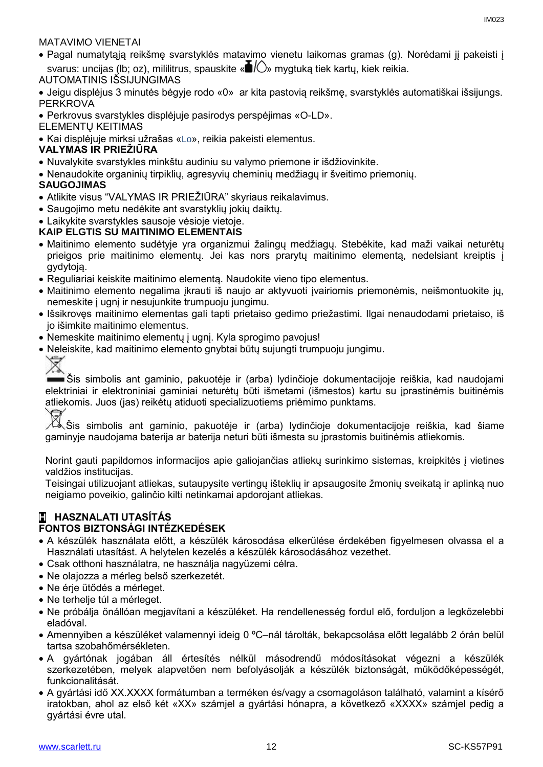MATAVIMO VIENETAI

- Pagal numatytąją reikšmę svarstyklės matavimo vienetu laikomas gramas (g). Norėdami jį pakeisti į svarus: uncijas (lb; oz), mililitrus, spauskite «/» mygtuką tiek kartų, kiek reikia.

AUTOMATINIS IŠSIJUNGIMAS

- Jeigu displėjus 3 minutės bėgyje rodo «0» ar kita pastovią reikšmę, svarstyklės automatiškai išsijungs.

PERKROVA

- Perkrovus svarstykles displėjuje pasirodys perspėjimas «O-LD».

ELEMENTŲ KEITIMAS

- Kai displėjuje mirksi užrašas «Lo», reikia pakeisti elementus.

**VALYMAS IR PRIEŽIŪRA**

- Nuvalykite svarstykles minkštu audiniu su valymo priemone ir išdžiovinkite.
- Nenaudokite organinių tirpiklių, agresyvių cheminių medžiagų ir šveitimo priemonių.

**SAUGOJIMAS**

- Atlikite visus "VALYMAS IR PRIEŽIŪRA" skyriaus reikalavimus.
- Saugojimo metu nedėkite ant svarstyklių jokių daiktų.
- Laikykite svarstykles sausoje vėsioje vietoje.

**KAIP ELGTIS SU MAITINIMO ELEMENTAIS**

- Maitinimo elemento sudėtyje yra organizmui žalingų medžiagų. Stebėkite, kad maži vaikai neturėtų prieigos prie maitinimo elementų. Jei kas nors prarytų maitinimo elementą, nedelsiant kreiptis į gydytoją.
- Reguliariai keiskite maitinimo elementą. Naudokite vieno tipo elementus.
- Maitinimo elemento negalima įkrauti iš naujo ar aktyvuoti įvairiomis priemonėmis, neišmontuokite jų, nemeskite į ugnį ir nesujunkite trumpuoju jungimu.
- Išsikrovęs maitinimo elementas gali tapti prietaiso gedimo priežastimi. Ilgai nenaudodami prietaiso, iš jo išimkite maitinimo elementus.
- Nemeskite maitinimo elementų į ugnį. Kyla sprogimo pavojus!
- Neleiskite, kad maitinimo elemento gnybtai būtų sujungti trumpuoju jungimu.

Šis simbolis ant gaminio, pakuotėje ir (arba) lydinčioje dokumentacijoje reiškia, kad naudojami elektriniai ir elektroniniai gaminiai neturėtų būti išmetami (išmestos) kartu su įprastinėmis buitinėmis atliekomis. Juos (jas) reikėtų atiduoti specializuotiems priėmimo punktams.

Šis simbolis ant gaminio, pakuotėje ir (arba) lydinčioje dokumentacijoje reiškia, kad šiame gaminyje naudojama baterija ar baterija neturi būti išmesta su įprastomis buitinėmis atliekomis.

Norint gauti papildomos informacijos apie galiojančias atliekų surinkimo sistemas, kreipkitės į vietines valdžios institucijas.

Teisingai utilizuojant atliekas, sutaupysite vertingų išteklių ir apsaugosite žmonių sveikatą ir aplinką nuo neigiamo poveikio, galinčio kilti netinkamai apdorojant atliekas.

## H HASZNALATI UTASÍTÁS

**FONTOS BIZTONSÁGI INTÉZKEDÉSEK**

- A készülék használata előtt, a készülék károsodása elkerülése érdekében figyelmesen olvassa el a Használati utasítást. A helytelen kezelés a készülék károsodásához vezethet.
- Csak otthoni használatra, ne használja nagyüzemi célra.
- Ne olajozza a mérleg belső szerkezetét.
- Ne érje ütődés a mérleget.
- Ne terhelje túl a mérleget.
- Ne próbálja önállóan megjavítani a készüléket. Ha rendellenesség fordul elő, forduljon a legközelebbi eladóval.
- Amennyiben a készüléket valamennyi ideig 0 ºC–nál tárolták, bekapcsolása előtt legalább 2 órán belül tartsa szobahőmérsékleten.
- A gyártónak jogában áll értesítés nélkül másodrendű módosításokat végezni a készülék szerkezetében, melyek alapvetően nem befolyásolják a készülék biztonságát, működőképességét, funkcionalitását.
- A gyártási idő XX.XXXX formátumban a terméken és/vagy a csomagoláson található, valamint a kísérő iratokban, ahol az első két «XX» számjel a gyártási hónapra, a következő «XXXX» számjel pedig a gyártási évre utal.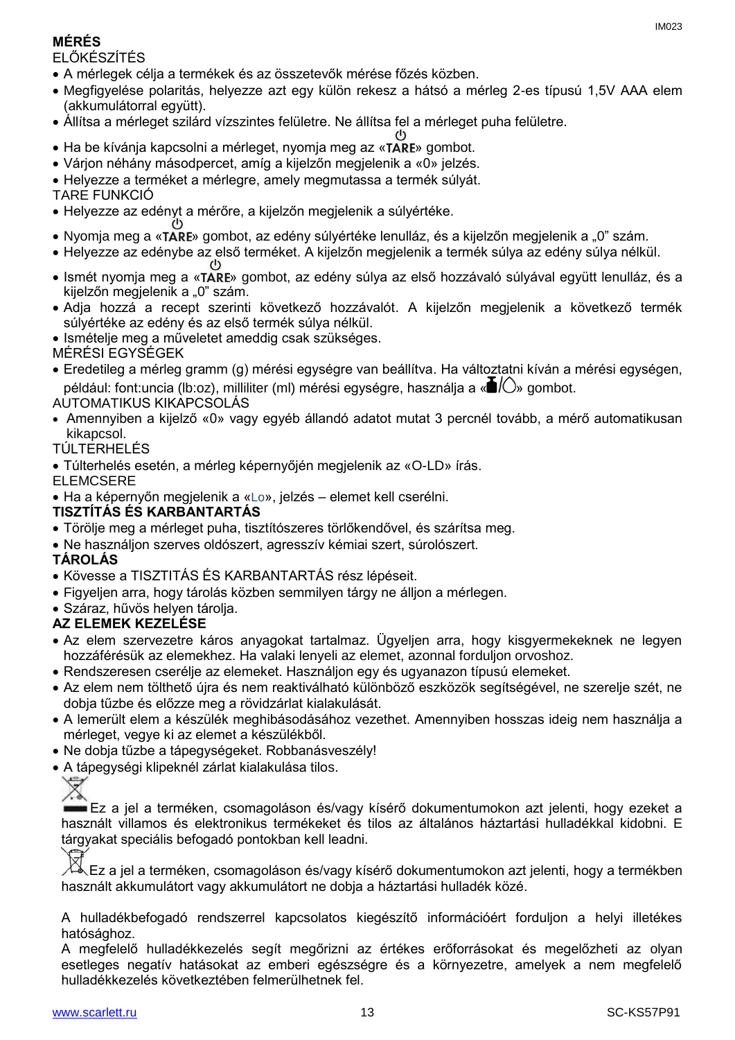**MÉRÉS**

ELŐKÉSZÍTÉS

- A mérlegek célja a termékek és az összetevők mérése főzés közben.
- Megfigyelése polaritás, helyezze azt egy külön rekesz a hátsó a mérleg 2-es típusú 1,5V AAA elem (akkumulátorral együtt).
- Állítsa a mérleget szilárd vízszintes felületre. Ne állítsa fel a mérleget puha felületre.
- Ha be kívánja kapcsolni a mérleget, nyomja meg az «TARE» gombot.
- Várjon néhány másodpercet, amíg a kijelzőn megjelenik a «0» jelzés.
- Helyezze a terméket a mérlegre, amely megmutassa a termék súlyát.

TARE FUNKCIÓ

- Helyezze az edényt a mérőre, a kijelzőn megjelenik a súlyértéke.
- Nyomja meg a «TARE» gombot, az edény súlyértéke lenulláz, és a kijelzőn megjelenik a „0" szám.
- Helyezze az edénybe az első terméket. A kijelzőn megjelenik a termék súlya az edény súlya nélkül.
- Ismét nyomja meg a «TARE» gombot, az edény súlya az első hozzávaló súlyával együtt lenulláz, és a kijelzőn megjelenik a „0" szám.
- Adja hozzá a recept szerinti következő hozzávalót. A kijelzőn megjelenik a következő termék súlyértéke az edény és az első termék súlya nélkül.
- Ismételje meg a műveletet ameddig csak szükséges.

MÉRÉSI EGYSÉGEK

- Eredetileg a mérleg gramm (g) mérési egységre van beállítva. Ha változtatni kíván a mérési egységen, például: font:uncia (lb:oz), milliliter (ml) mérési egységre, használja a «▲/◯» gombot.

AUTOMATIKUS KIKAPCSOLÁS

- Amennyiben a kijelző «0» vagy egyéb állandó adatot mutat 3 percnél tovább, a mérő automatikusan kikapcsol.

TÚLTERHELÉS

- Túlterhelés esetén, a mérleg képernyőjén megjelenik az «O-LD» írás.

ELEMCSERE

- Ha a képernyőn megjelenik a «Lo», jelzés – elemet kell cserélni.

**TISZTÍTÁS ÉS KARBANTARTÁS**

- Törölje meg a mérleget puha, tisztítószeres törlőkendővel, és szárítsa meg.
- Ne használjon szerves oldószert, agresszív kémiai szert, súrolószert.

**TÁROLÁS**

- Kövesse a TISZTITÁS ÉS KARBANTARTÁS rész lépéseit.
- Figyeljen arra, hogy tárolás közben semmilyen tárgy ne álljon a mérlegen.
- Száraz, hűvös helyen tárolja.

**AZ ELEMEK KEZELÉSE**

- Az elem szervezetre káros anyagokat tartalmaz. Ügyeljen arra, hogy kisgyermekeknek ne legyen hozzáférésük az elemekhez. Ha valaki lenyeli az elemet, azonnal forduljon orvoshoz.
- Rendszeresen cserélje az elemeket. Használjon egy és ugyanazon típusú elemeket.
- Az elem nem tölthető újra és nem reaktiválható különböző eszközök segítségével, ne szerelje szét, ne dobja tűzbe és előzze meg a rövidzárlat kialakulását.
- A lemerült elem a készülék meghibásodásához vezethet. Amennyiben hosszas ideig nem használja a mérleget, vegye ki az elemet a készülékből.
- Ne dobja tűzbe a tápegységeket. Robbanásveszély!
- A tápegységi klipeknél zárlat kialakulása tilos.

Ez a jel a terméken, csomagoláson és/vagy kísérő dokumentumokon azt jelenti, hogy ezeket a használt villamos és elektronikus termékeket és tilos az általános háztartási hulladékkal kidobni. E tárgyakat speciális befogadó pontokban kell leadni.

Ez a jel a terméken, csomagoláson és/vagy kísérő dokumentumokon azt jelenti, hogy a termékben használt akkumulátort vagy akkumulátort ne dobja a háztartási hulladék közé.

A hulladékbefogadó rendszerrel kapcsolatos kiegészítő információért forduljon a helyi illetékes hatósághoz.

A megfelelő hulladékkezelés segít megőrizni az értékes erőforrásokat és megelőzheti az olyan esetleges negatív hatásokat az emberi egészségre és a környezetre, amelyek a nem megfelelő hulladékkezelés következtében felmerülhetnek fel.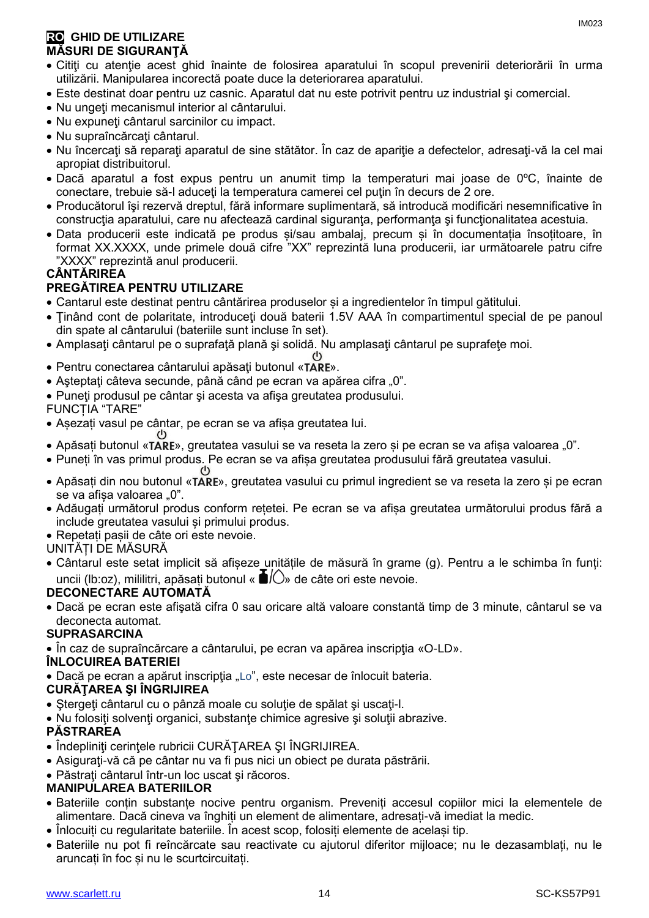## RO GHID DE UTILIZARE

### MĂSURI DE SIGURANŢĂ

- Citiţi cu atenţie acest ghid înainte de folosirea aparatului în scopul prevenirii deteriorării în urma utilizării. Manipularea incorectă poate duce la deteriorarea aparatului.
- Este destinat doar pentru uz casnic. Aparatul dat nu este potrivit pentru uz industrial şi comercial.
- Nu ungeţi mecanismul interior al cântarului.
- Nu expuneţi cântarul sarcinilor cu impact.
- Nu supraîncărcaţi cântarul.
- Nu încercaţi să reparaţi aparatul de sine stătător. În caz de apariţie a defectelor, adresaţi-vă la cel mai apropiat distribuitorul.
- Dacă aparatul a fost expus pentru un anumit timp la temperaturi mai joase de 0ºC, înainte de conectare, trebuie să-l aduceţi la temperatura camerei cel puţin în decurs de 2 ore.
- Producătorul îşi rezervă dreptul, fără informare suplimentară, să introducă modificări nesemnificative în construcţia aparatului, care nu afectează cardinal siguranţa, performanţa şi funcţionalitatea acestuia.
- Data producerii este indicată pe produs și/sau ambalaj, precum și în documentația însoțitoare, în format XX.XXXX, unde primele două cifre "XX" reprezintă luna producerii, iar următoarele patru cifre "XXXX" reprezintă anul producerii.

### CÂNTĂRIREA

### PREGĂTIREA PENTRU UTILIZARE

- Cantarul este destinat pentru cântărirea produselor și a ingredientelor în timpul gătitului.
- Ţinând cont de polaritate, introduceţi două baterii 1.5V AAA în compartimentul special de pe panoul din spate al cântarului (bateriile sunt incluse în set).
- Amplasaţi cântarul pe o suprafaţă plană şi solidă. Nu amplasaţi cântarul pe suprafeţe moi.
- Pentru conectarea cântarului apăsaţi butonul «⏻TARE».
- Aşteptaţi câteva secunde, până când pe ecran va apărea cifra „0”.
- Puneţi produsul pe cântar şi acesta va afişa greutatea produsului.

FUNCȚIA "TARE"

- Așezați vasul pe cântar, pe ecran se va afișa greutatea lui.
- Apăsați butonul «⏻TARE», greutatea vasului se va reseta la zero și pe ecran se va afișa valoarea „0”.
- Puneți în vas primul produs. Pe ecran se va afișa greutatea produsului fără greutatea vasului.
- Apăsați din nou butonul «⏻TARE», greutatea vasului cu primul ingredient se va reseta la zero și pe ecran se va afișa valoarea „0”.
- Adăugați următorul produs conform rețetei. Pe ecran se va afișa greutatea următorului produs fără a include greutatea vasului și primului produs.
- Repetați pașii de câte ori este nevoie.

UNITĂȚI DE MĂSURĂ

- Cântarul este setat implicit să afișeze unitățile de măsură în grame (g). Pentru a le schimba în funți: uncii (lb:oz), mililitri, apăsați butonul « ▮/◯» de câte ori este nevoie.

### DECONECTARE AUTOMATĂ

- Dacă pe ecran este afişată cifra 0 sau oricare altă valoare constantă timp de 3 minute, cântarul se va deconecta automat.

### SUPRASARCINA

- În caz de supraîncărcare a cântarului, pe ecran va apărea inscripţia «O-LD».

### ÎNLOCUIREA BATERIEI

- Dacă pe ecran a apărut inscripţia „Lo”, este necesar de înlocuit bateria.

### CURĂŢAREA ŞI ÎNGRIJIREA

- Ştergeţi cântarul cu o pânză moale cu soluţie de spălat şi uscaţi-l.
- Nu folosiţi solvenţi organici, substanţe chimice agresive şi soluţii abrazive.

### PĂSTRAREA

- Îndepliniţi cerinţele rubricii CURĂŢAREA ŞI ÎNGRIJIREA.
- Asiguraţi-vă că pe cântar nu va fi pus nici un obiect pe durata păstrării.
- Păstraţi cântarul într-un loc uscat şi răcoros.

### MANIPULAREA BATERIILOR

- Bateriile conțin substanțe nocive pentru organism. Preveniți accesul copiilor mici la elementele de alimentare. Dacă cineva va înghiți un element de alimentare, adresați-vă imediat la medic.
- Înlocuiți cu regularitate bateriile. În acest scop, folosiți elemente de același tip.
- Bateriile nu pot fi reîncărcate sau reactivate cu ajutorul diferitor mijloace; nu le dezasamblați, nu le aruncați în foc și nu le scurtcircuitați.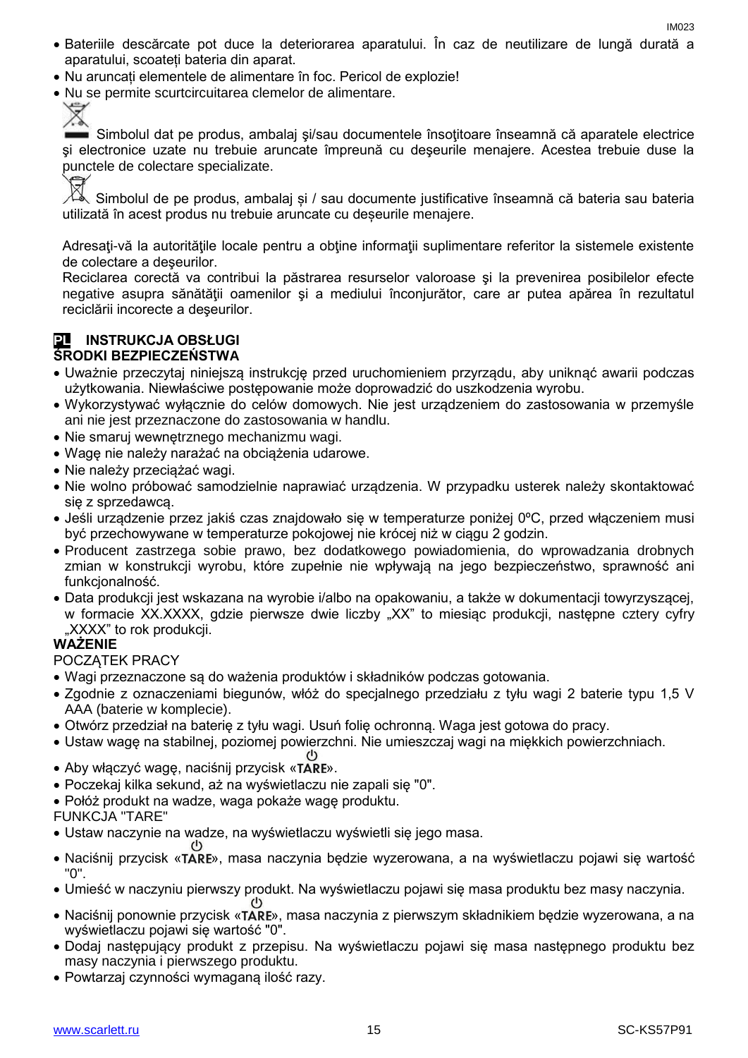- Bateriile descărcate pot duce la deteriorarea aparatului. În caz de neutilizare de lungă durată a aparatului, scoateți bateria din aparat.
- Nu aruncați elementele de alimentare în foc. Pericol de explozie!
- Nu se permite scurtcircuitarea clemelor de alimentare.

Simbolul dat pe produs, ambalaj şi/sau documentele însoţitoare înseamnă că aparatele electrice şi electronice uzate nu trebuie aruncate împreună cu deşeurile menajere. Acestea trebuie duse la punctele de colectare specializate.

Simbolul de pe produs, ambalaj și / sau documente justificative înseamnă că bateria sau bateria utilizată în acest produs nu trebuie aruncate cu deșeurile menajere.

Adresaţi-vă la autorităţile locale pentru a obţine informaţii suplimentare referitor la sistemele existente de colectare a deşeurilor.
Reciclarea corectă va contribui la păstrarea resurselor valoroase şi la prevenirea posibilelor efecte negative asupra sănătăţii oamenilor şi a mediului înconjurător, care ar putea apărea în rezultatul reciclării incorecte a deşeurilor.

## PL INSTRUKCJA OBSŁUGI

**ŚRODKI BEZPIECZEŃSTWA**

- Uważnie przeczytaj niniejszą instrukcję przed uruchomieniem przyrządu, aby uniknąć awarii podczas użytkowania. Niewłaściwe postępowanie może doprowadzić do uszkodzenia wyrobu.
- Wykorzystywać wyłącznie do celów domowych. Nie jest urządzeniem do zastosowania w przemyśle ani nie jest przeznaczone do zastosowania w handlu.
- Nie smaruj wewnętrznego mechanizmu wagi.
- Wagę nie należy narażać na obciążenia udarowe.
- Nie należy przeciążać wagi.
- Nie wolno próbować samodzielnie naprawiać urządzenia. W przypadku usterek należy skontaktować się z sprzedawcą.
- Jeśli urządzenie przez jakiś czas znajdowało się w temperaturze poniżej 0ºC, przed włączeniem musi być przechowywane w temperaturze pokojowej nie krócej niż w ciągu 2 godzin.
- Producent zastrzega sobie prawo, bez dodatkowego powiadomienia, do wprowadzania drobnych zmian w konstrukcji wyrobu, które zupełnie nie wpływają na jego bezpieczeństwo, sprawność ani funkcjonalność.
- Data produkcji jest wskazana na wyrobie i/albo na opakowaniu, a także w dokumentacji towyrzyszącej, w formacie XX.XXXX, gdzie pierwsze dwie liczby „XX” to miesiąc produkcji, następne cztery cyfry „XXXX” to rok produkcji.

**WAŻENIE**

POCZĄTEK PRACY

- Wagi przeznaczone są do ważenia produktów i składników podczas gotowania.
- Zgodnie z oznaczeniami biegunów, włóż do specjalnego przedziału z tyłu wagi 2 baterie typu 1,5 V AAA (baterie w komplecie).
- Otwórz przedział na baterię z tyłu wagi. Usuń folię ochronną. Waga jest gotowa do pracy.
- Ustaw wagę na stabilnej, poziomej powierzchni. Nie umieszczaj wagi na miękkich powierzchniach.
- Aby włączyć wagę, naciśnij przycisk «⏻TARE».
- Poczekaj kilka sekund, aż na wyświetlaczu nie zapali się "0".
- Połóż produkt na wadze, waga pokaże wagę produktu.

FUNKCJA "TARE"

- Ustaw naczynie na wadze, na wyświetlaczu wyświetli się jego masa.
- Naciśnij przycisk «⏻TARE», masa naczynia będzie wyzerowana, a na wyświetlaczu pojawi się wartość "0".
- Umieść w naczyniu pierwszy produkt. Na wyświetlaczu pojawi się masa produktu bez masy naczynia.
- Naciśnij ponownie przycisk «⏻TARE», masa naczynia z pierwszym składnikiem będzie wyzerowana, a na wyświetlaczu pojawi się wartość "0".
- Dodaj następujący produkt z przepisu. Na wyświetlaczu pojawi się masa następnego produktu bez masy naczynia i pierwszego produktu.
- Powtarzaj czynności wymaganą ilość razy.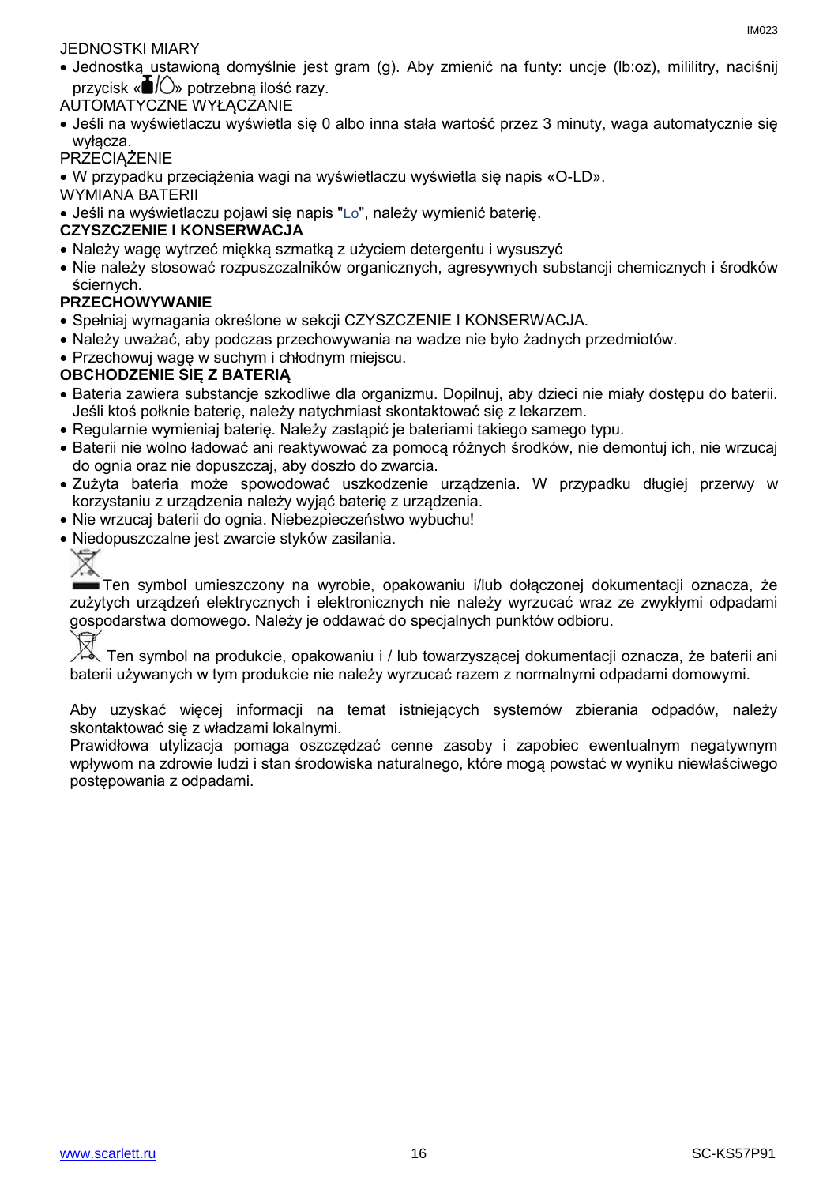JEDNOSTKI MIARY

- Jednostką ustawioną domyślnie jest gram (g). Aby zmienić na funty: uncje (lb:oz), mililitry, naciśnij przycisk «/» potrzebną ilość razy.

AUTOMATYCZNE WYŁĄCZANIE

- Jeśli na wyświetlaczu wyświetla się 0 albo inna stała wartość przez 3 minuty, waga automatycznie się wyłącza.

PRZECIĄŻENIE

- W przypadku przeciążenia wagi na wyświetlaczu wyświetla się napis «O-LD».

WYMIANA BATERII

- Jeśli na wyświetlaczu pojawi się napis "Lo", należy wymienić baterię.

**CZYSZCZENIE I KONSERWACJA**

- Należy wagę wytrzeć miękką szmatką z użyciem detergentu i wysuszyć
- Nie należy stosować rozpuszczalników organicznych, agresywnych substancji chemicznych i środków ściernych.

**PRZECHOWYWANIE**

- Spełniaj wymagania określone w sekcji CZYSZCZENIE I KONSERWACJA.
- Należy uważać, aby podczas przechowywania na wadze nie było żadnych przedmiotów.
- Przechowuj wagę w suchym i chłodnym miejscu.

**OBCHODZENIE SIĘ Z BATERIĄ**

- Bateria zawiera substancje szkodliwe dla organizmu. Dopilnuj, aby dzieci nie miały dostępu do baterii. Jeśli ktoś połknie baterię, należy natychmiast skontaktować się z lekarzem.
- Regularnie wymieniaj baterię. Należy zastąpić je bateriami takiego samego typu.
- Baterii nie wolno ładować ani reaktywować za pomocą różnych środków, nie demontuj ich, nie wrzucaj do ognia oraz nie dopuszczaj, aby doszło do zwarcia.
- Zużyta bateria może spowodować uszkodzenie urządzenia. W przypadku długiej przerwy w korzystaniu z urządzenia należy wyjąć baterię z urządzenia.
- Nie wrzucaj baterii do ognia. Niebezpieczeństwo wybuchu!
- Niedopuszczalne jest zwarcie styków zasilania.

Ten symbol umieszczony na wyrobie, opakowaniu i/lub dołączonej dokumentacji oznacza, że zużytych urządzeń elektrycznych i elektronicznych nie należy wyrzucać wraz ze zwykłymi odpadami gospodarstwa domowego. Należy je oddawać do specjalnych punktów odbioru.

Ten symbol na produkcie, opakowaniu i / lub towarzyszącej dokumentacji oznacza, że baterii ani baterii używanych w tym produkcie nie należy wyrzucać razem z normalnymi odpadami domowymi.

Aby uzyskać więcej informacji na temat istniejących systemów zbierania odpadów, należy skontaktować się z władzami lokalnymi.

Prawidłowa utylizacja pomaga oszczędzać cenne zasoby i zapobiec ewentualnym negatywnym wpływom na zdrowie ludzi i stan środowiska naturalnego, które mogą powstać w wyniku niewłaściwego postępowania z odpadami.